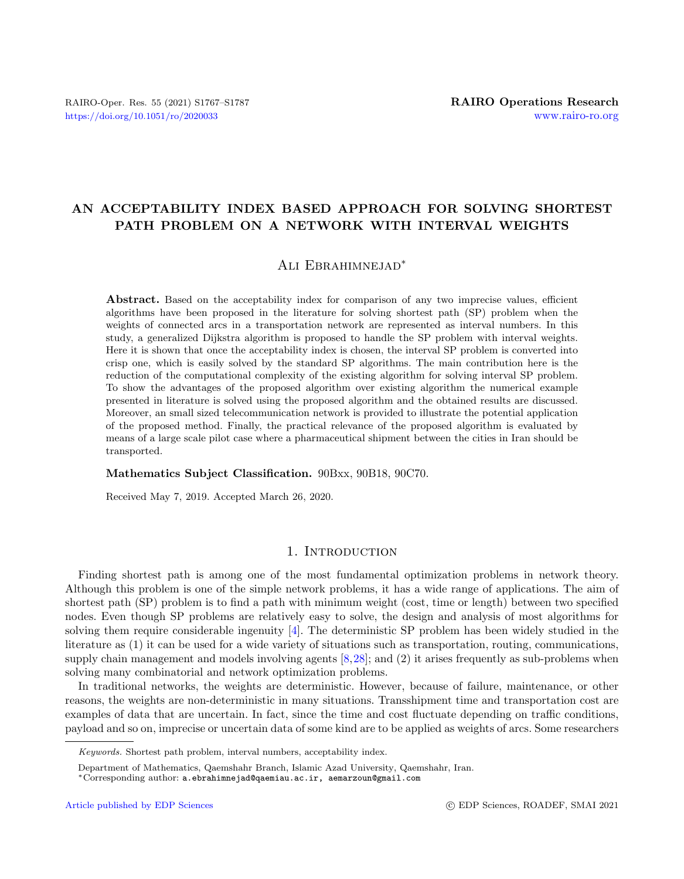# AN ACCEPTABILITY INDEX BASED APPROACH FOR SOLVING SHORTEST PATH PROBLEM ON A NETWORK WITH INTERVAL WEIGHTS

Ali Ebrahimnejad*

**Abstract.** Based on the acceptability index for comparison of any two imprecise values, efficient algorithms have been proposed in the literature for solving shortest path (SP) problem when the weights of connected arcs in a transportation network are represented as interval numbers. In this study, a generalized Dijkstra algorithm is proposed to handle the SP problem with interval weights. Here it is shown that once the acceptability index is chosen, the interval SP problem is converted into crisp one, which is easily solved by the standard SP algorithms. The main contribution here is the reduction of the computational complexity of the existing algorithm for solving interval SP problem. To show the advantages of the proposed algorithm over existing algorithm the numerical example presented in literature is solved using the proposed algorithm and the obtained results are discussed. Moreover, an small sized telecommunication network is provided to illustrate the potential application of the proposed method. Finally, the practical relevance of the proposed algorithm is evaluated by means of a large scale pilot case where a pharmaceutical shipment between the cities in Iran should be transported.

**Mathematics Subject Classification.** 90Bxx, 90B18, 90C70.

Received May 7, 2019. Accepted March 26, 2020.

## 1. Introduction

Finding shortest path is among one of the most fundamental optimization problems in network theory. Although this problem is one of the simple network problems, it has a wide range of applications. The aim of shortest path (SP) problem is to find a path with minimum weight (cost, time or length) between two specified nodes. Even though SP problems are relatively easy to solve, the design and analysis of most algorithms for solving them require considerable ingenuity [4]. The deterministic SP problem has been widely studied in the literature as (1) it can be used for a wide variety of situations such as transportation, routing, communications, supply chain management and models involving agents [8,28]; and (2) it arises frequently as sub-problems when solving many combinatorial and network optimization problems.

In traditional networks, the weights are deterministic. However, because of failure, maintenance, or other reasons, the weights are non-deterministic in many situations. Transshipment time and transportation cost are examples of data that are uncertain. In fact, since the time and cost fluctuate depending on traffic conditions, payload and so on, imprecise or uncertain data of some kind are to be applied as weights of arcs. Some researchers

*Keywords.* Shortest path problem, interval numbers, acceptability index.

Department of Mathematics, Qaemshahr Branch, Islamic Azad University, Qaemshahr, Iran.

*Corresponding author: a.ebrahimnejad@qaemiau.ac.ir, aemarzoun@gmail.com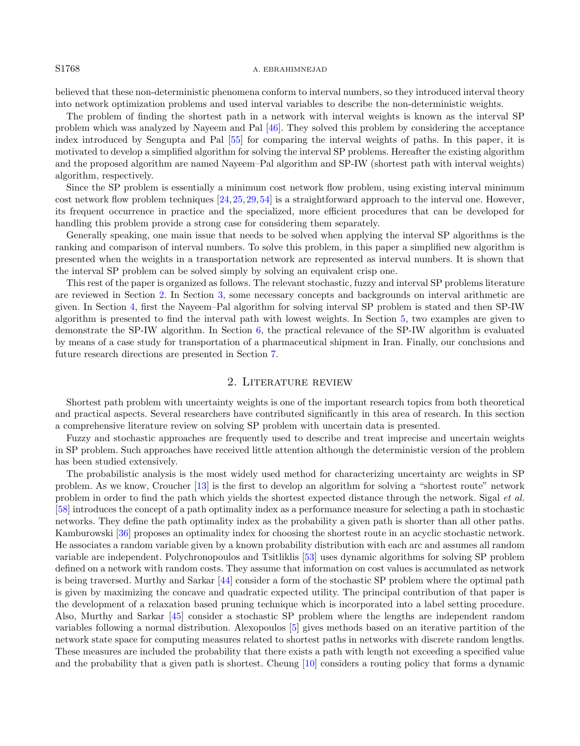believed that these non-deterministic phenomena conform to interval numbers, so they introduced interval theory into network optimization problems and used interval variables to describe the non-deterministic weights.

The problem of finding the shortest path in a network with interval weights is known as the interval SP problem which was analyzed by Nayeem and Pal [46]. They solved this problem by considering the acceptance index introduced by Sengupta and Pal [55] for comparing the interval weights of paths. In this paper, it is motivated to develop a simplified algorithm for solving the interval SP problems. Hereafter the existing algorithm and the proposed algorithm are named Nayeem–Pal algorithm and SP-IW (shortest path with interval weights) algorithm, respectively.

Since the SP problem is essentially a minimum cost network flow problem, using existing interval minimum cost network flow problem techniques [24,25,29,54] is a straightforward approach to the interval one. However, its frequent occurrence in practice and the specialized, more efficient procedures that can be developed for handling this problem provide a strong case for considering them separately.

Generally speaking, one main issue that needs to be solved when applying the interval SP algorithms is the ranking and comparison of interval numbers. To solve this problem, in this paper a simplified new algorithm is presented when the weights in a transportation network are represented as interval numbers. It is shown that the interval SP problem can be solved simply by solving an equivalent crisp one.

This rest of the paper is organized as follows. The relevant stochastic, fuzzy and interval SP problems literature are reviewed in Section 2. In Section 3, some necessary concepts and backgrounds on interval arithmetic are given. In Section 4, first the Nayeem–Pal algorithm for solving interval SP problem is stated and then SP-IW algorithm is presented to find the interval path with lowest weights. In Section 5, two examples are given to demonstrate the SP-IW algorithm. In Section 6, the practical relevance of the SP-IW algorithm is evaluated by means of a case study for transportation of a pharmaceutical shipment in Iran. Finally, our conclusions and future research directions are presented in Section 7.

## 2. Literature review

Shortest path problem with uncertainty weights is one of the important research topics from both theoretical and practical aspects. Several researchers have contributed significantly in this area of research. In this section a comprehensive literature review on solving SP problem with uncertain data is presented.

Fuzzy and stochastic approaches are frequently used to describe and treat imprecise and uncertain weights in SP problem. Such approaches have received little attention although the deterministic version of the problem has been studied extensively.

The probabilistic analysis is the most widely used method for characterizing uncertainty arc weights in SP problem. As we know, Croucher [13] is the first to develop an algorithm for solving a "shortest route" network problem in order to find the path which yields the shortest expected distance through the network. Sigal *et al.* [58] introduces the concept of a path optimality index as a performance measure for selecting a path in stochastic networks. They define the path optimality index as the probability a given path is shorter than all other paths. Kamburowski [36] proposes an optimality index for choosing the shortest route in an acyclic stochastic network. He associates a random variable given by a known probability distribution with each arc and assumes all random variable are independent. Polychronopoulos and Tsitsiklis [53] uses dynamic algorithms for solving SP problem defined on a network with random costs. They assume that information on cost values is accumulated as network is being traversed. Murthy and Sarkar [44] consider a form of the stochastic SP problem where the optimal path is given by maximizing the concave and quadratic expected utility. The principal contribution of that paper is the development of a relaxation based pruning technique which is incorporated into a label setting procedure. Also, Murthy and Sarkar [45] consider a stochastic SP problem where the lengths are independent random variables following a normal distribution. Alexopoulos [5] gives methods based on an iterative partition of the network state space for computing measures related to shortest paths in networks with discrete random lengths. These measures are included the probability that there exists a path with length not exceeding a specified value and the probability that a given path is shortest. Cheung [10] considers a routing policy that forms a dynamic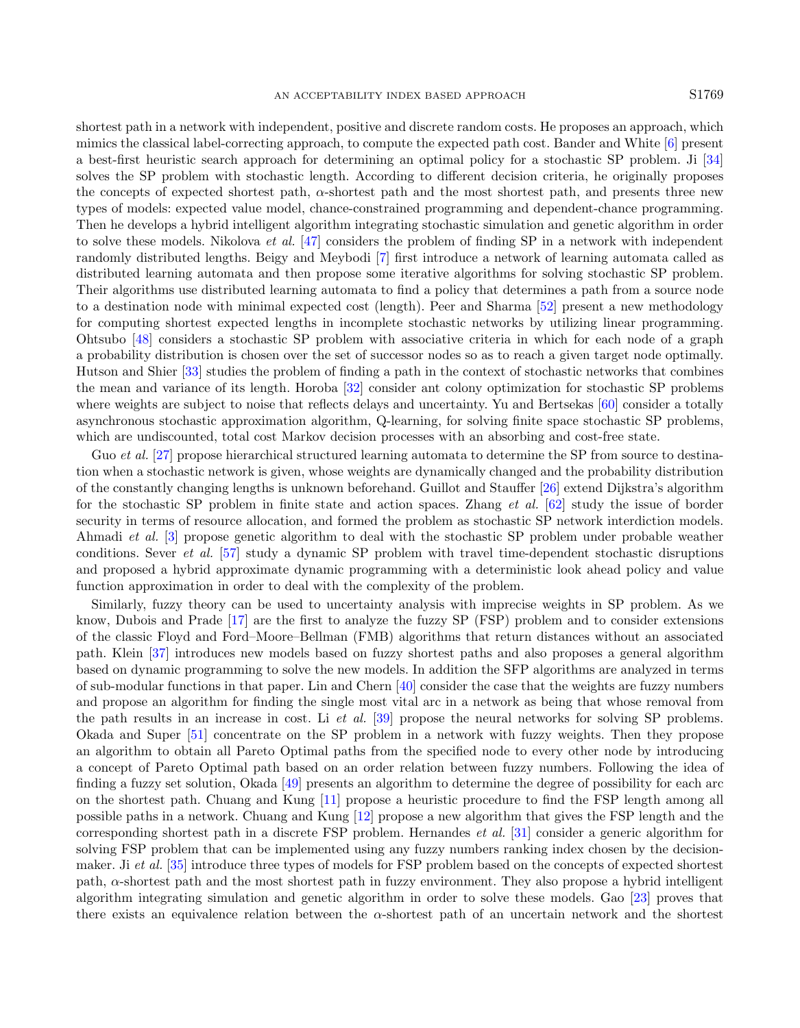shortest path in a network with independent, positive and discrete random costs. He proposes an approach, which mimics the classical label-correcting approach, to compute the expected path cost. Bander and White [6] present a best-first heuristic search approach for determining an optimal policy for a stochastic SP problem. Ji [34] solves the SP problem with stochastic length. According to different decision criteria, he originally proposes the concepts of expected shortest path, $\alpha$-shortest path and the most shortest path, and presents three new types of models: expected value model, chance-constrained programming and dependent-chance programming. Then he develops a hybrid intelligent algorithm integrating stochastic simulation and genetic algorithm in order to solve these models. Nikolova *et al.* [47] considers the problem of finding SP in a network with independent randomly distributed lengths. Beigy and Meybodi [7] first introduce a network of learning automata called as distributed learning automata and then propose some iterative algorithms for solving stochastic SP problem. Their algorithms use distributed learning automata to find a policy that determines a path from a source node to a destination node with minimal expected cost (length). Peer and Sharma [52] present a new methodology for computing shortest expected lengths in incomplete stochastic networks by utilizing linear programming. Ohtsubo [48] considers a stochastic SP problem with associative criteria in which for each node of a graph a probability distribution is chosen over the set of successor nodes so as to reach a given target node optimally. Hutson and Shier [33] studies the problem of finding a path in the context of stochastic networks that combines the mean and variance of its length. Horoba [32] consider ant colony optimization for stochastic SP problems where weights are subject to noise that reflects delays and uncertainty. Yu and Bertsekas [60] consider a totally asynchronous stochastic approximation algorithm, Q-learning, for solving finite space stochastic SP problems, which are undiscounted, total cost Markov decision processes with an absorbing and cost-free state.

Guo *et al.* [27] propose hierarchical structured learning automata to determine the SP from source to destination when a stochastic network is given, whose weights are dynamically changed and the probability distribution of the constantly changing lengths is unknown beforehand. Guillot and Stauffer [26] extend Dijkstra's algorithm for the stochastic SP problem in finite state and action spaces. Zhang *et al.* [62] study the issue of border security in terms of resource allocation, and formed the problem as stochastic SP network interdiction models. Ahmadi *et al.* [3] propose genetic algorithm to deal with the stochastic SP problem under probable weather conditions. Sever *et al.* [57] study a dynamic SP problem with travel time-dependent stochastic disruptions and proposed a hybrid approximate dynamic programming with a deterministic look ahead policy and value function approximation in order to deal with the complexity of the problem.

Similarly, fuzzy theory can be used to uncertainty analysis with imprecise weights in SP problem. As we know, Dubois and Prade [17] are the first to analyze the fuzzy SP (FSP) problem and to consider extensions of the classic Floyd and Ford–Moore–Bellman (FMB) algorithms that return distances without an associated path. Klein [37] introduces new models based on fuzzy shortest paths and also proposes a general algorithm based on dynamic programming to solve the new models. In addition the SFP algorithms are analyzed in terms of sub-modular functions in that paper. Lin and Chern [40] consider the case that the weights are fuzzy numbers and propose an algorithm for finding the single most vital arc in a network as being that whose removal from the path results in an increase in cost. Li *et al.* [39] propose the neural networks for solving SP problems. Okada and Super [51] concentrate on the SP problem in a network with fuzzy weights. Then they propose an algorithm to obtain all Pareto Optimal paths from the specified node to every other node by introducing a concept of Pareto Optimal path based on an order relation between fuzzy numbers. Following the idea of finding a fuzzy set solution, Okada [49] presents an algorithm to determine the degree of possibility for each arc on the shortest path. Chuang and Kung [11] propose a heuristic procedure to find the FSP length among all possible paths in a network. Chuang and Kung [12] propose a new algorithm that gives the FSP length and the corresponding shortest path in a discrete FSP problem. Hernandes *et al.* [31] consider a generic algorithm for solving FSP problem that can be implemented using any fuzzy numbers ranking index chosen by the decision-maker. Ji *et al.* [35] introduce three types of models for FSP problem based on the concepts of expected shortest path, $\alpha$-shortest path and the most shortest path in fuzzy environment. They also propose a hybrid intelligent algorithm integrating simulation and genetic algorithm in order to solve these models. Gao [23] proves that there exists an equivalence relation between the $\alpha$-shortest path of an uncertain network and the shortest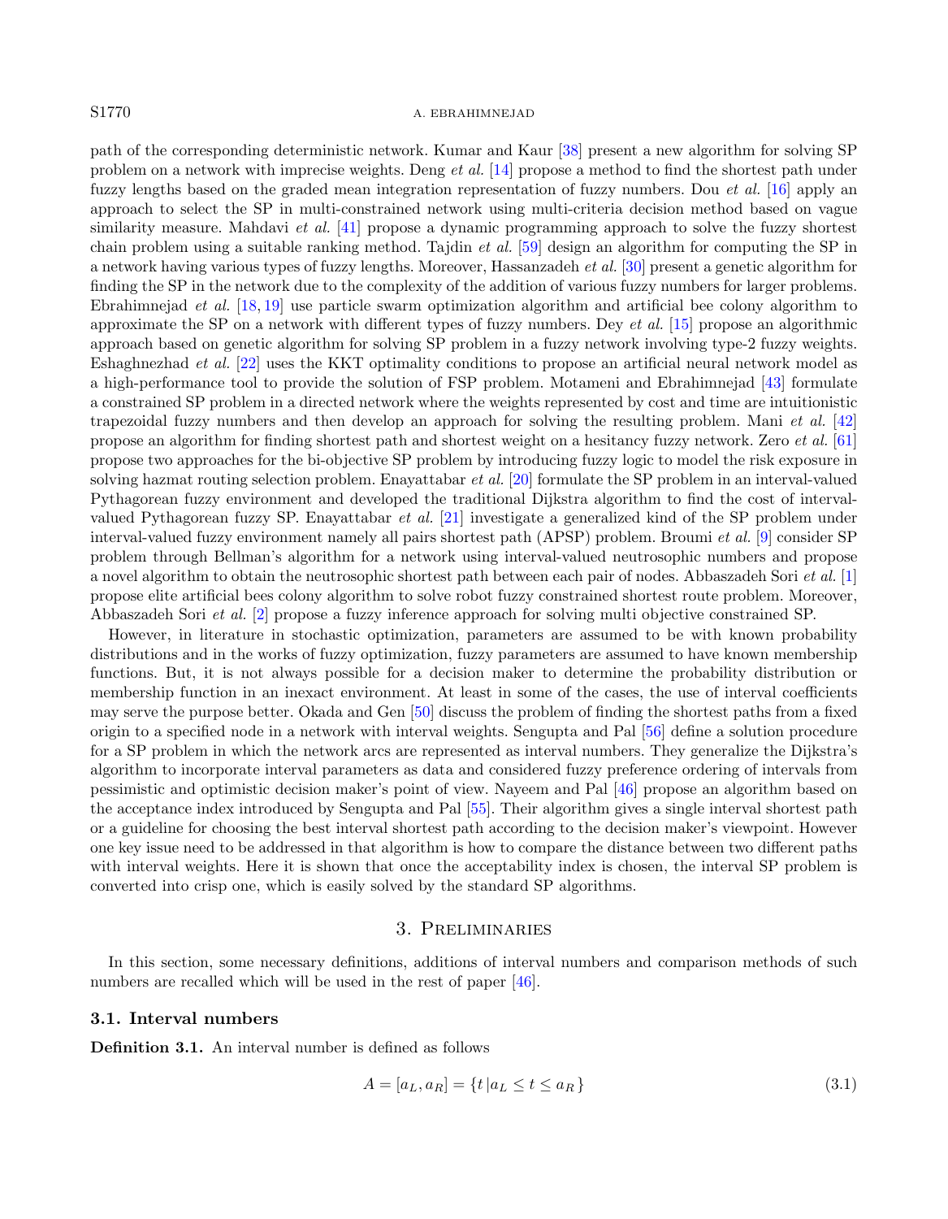path of the corresponding deterministic network. Kumar and Kaur [38] present a new algorithm for solving SP problem on a network with imprecise weights. Deng *et al.* [14] propose a method to find the shortest path under fuzzy lengths based on the graded mean integration representation of fuzzy numbers. Dou *et al.* [16] apply an approach to select the SP in multi-constrained network using multi-criteria decision method based on vague similarity measure. Mahdavi *et al.* [41] propose a dynamic programming approach to solve the fuzzy shortest chain problem using a suitable ranking method. Tajdin *et al.* [59] design an algorithm for computing the SP in a network having various types of fuzzy lengths. Moreover, Hassanzadeh *et al.* [30] present a genetic algorithm for finding the SP in the network due to the complexity of the addition of various fuzzy numbers for larger problems. Ebrahimnejad *et al.* [18, 19] use particle swarm optimization algorithm and artificial bee colony algorithm to approximate the SP on a network with different types of fuzzy numbers. Dey *et al.* [15] propose an algorithmic approach based on genetic algorithm for solving SP problem in a fuzzy network involving type-2 fuzzy weights. Eshaghnezhad *et al.* [22] uses the KKT optimality conditions to propose an artificial neural network model as a high-performance tool to provide the solution of FSP problem. Motameni and Ebrahimnejad [43] formulate a constrained SP problem in a directed network where the weights represented by cost and time are intuitionistic trapezoidal fuzzy numbers and then develop an approach for solving the resulting problem. Mani *et al.* [42] propose an algorithm for finding shortest path and shortest weight on a hesitancy fuzzy network. Zero *et al.* [61] propose two approaches for the bi-objective SP problem by introducing fuzzy logic to model the risk exposure in solving hazmat routing selection problem. Enayattabar *et al.* [20] formulate the SP problem in an interval-valued Pythagorean fuzzy environment and developed the traditional Dijkstra algorithm to find the cost of interval-valued Pythagorean fuzzy SP. Enayattabar *et al.* [21] investigate a generalized kind of the SP problem under interval-valued fuzzy environment namely all pairs shortest path (APSP) problem. Broumi *et al.* [9] consider SP problem through Bellman's algorithm for a network using interval-valued neutrosophic numbers and propose a novel algorithm to obtain the neutrosophic shortest path between each pair of nodes. Abbaszadeh Sori *et al.* [1] propose elite artificial bees colony algorithm to solve robot fuzzy constrained shortest route problem. Moreover, Abbaszadeh Sori *et al.* [2] propose a fuzzy inference approach for solving multi objective constrained SP.

However, in literature in stochastic optimization, parameters are assumed to be with known probability distributions and in the works of fuzzy optimization, fuzzy parameters are assumed to have known membership functions. But, it is not always possible for a decision maker to determine the probability distribution or membership function in an inexact environment. At least in some of the cases, the use of interval coefficients may serve the purpose better. Okada and Gen [50] discuss the problem of finding the shortest paths from a fixed origin to a specified node in a network with interval weights. Sengupta and Pal [56] define a solution procedure for a SP problem in which the network arcs are represented as interval numbers. They generalize the Dijkstra's algorithm to incorporate interval parameters as data and considered fuzzy preference ordering of intervals from pessimistic and optimistic decision maker's point of view. Nayeem and Pal [46] propose an algorithm based on the acceptance index introduced by Sengupta and Pal [55]. Their algorithm gives a single interval shortest path or a guideline for choosing the best interval shortest path according to the decision maker's viewpoint. However one key issue need to be addressed in that algorithm is how to compare the distance between two different paths with interval weights. Here it is shown that once the acceptability index is chosen, the interval SP problem is converted into crisp one, which is easily solved by the standard SP algorithms.

## 3. Preliminaries

In this section, some necessary definitions, additions of interval numbers and comparison methods of such numbers are recalled which will be used in the rest of paper [46].

### 3.1. Interval numbers

**Definition 3.1.** An interval number is defined as follows

$$A = [a_L, a_R] = \{t \,|a_L \leq t \leq a_R\} \tag{3.1}$$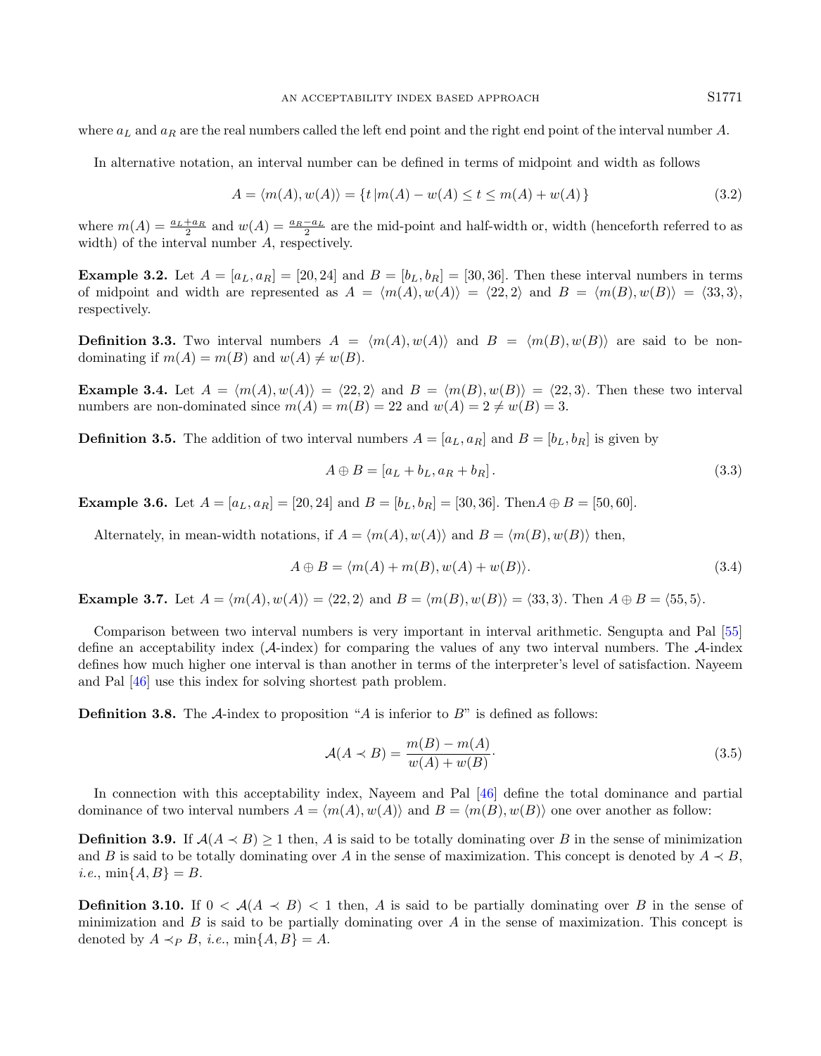where $a_L$ and $a_R$ are the real numbers called the left end point and the right end point of the interval number $A$.

In alternative notation, an interval number can be defined in terms of midpoint and width as follows

$$A = \langle m(A), w(A) \rangle = \{t \,| m(A) - w(A) \leq t \leq m(A) + w(A)\} \tag{3.2}$$

where $m(A) = \frac{a_L + a_R}{2}$ and $w(A) = \frac{a_R - a_L}{2}$ are the mid-point and half-width or, width (henceforth referred to as width) of the interval number $A$, respectively.

**Example 3.2.** Let $A = [a_L, a_R] = [20, 24]$ and $B = [b_L, b_R] = [30, 36]$. Then these interval numbers in terms of midpoint and width are represented as $A = \langle m(A), w(A)\rangle = \langle 22, 2\rangle$ and $B = \langle m(B), w(B)\rangle = \langle 33, 3\rangle$, respectively.

**Definition 3.3.** Two interval numbers $A = \langle m(A), w(A)\rangle$ and $B = \langle m(B), w(B)\rangle$ are said to be non-dominating if $m(A) = m(B)$ and $w(A) \neq w(B)$.

**Example 3.4.** Let $A = \langle m(A), w(A)\rangle = \langle 22, 2\rangle$ and $B = \langle m(B), w(B)\rangle = \langle 22, 3\rangle$. Then these two interval numbers are non-dominated since $m(A) = m(B) = 22$ and $w(A) = 2 \neq w(B) = 3$.

**Definition 3.5.** The addition of two interval numbers $A = [a_L, a_R]$ and $B = [b_L, b_R]$ is given by

$$A \oplus B = [a_L + b_L, a_R + b_R]. \tag{3.3}$$

**Example 3.6.** Let $A = [a_L, a_R] = [20, 24]$ and $B = [b_L, b_R] = [30, 36]$. Then$A \oplus B = [50, 60]$.

Alternately, in mean-width notations, if $A = \langle m(A), w(A)\rangle$ and $B = \langle m(B), w(B)\rangle$ then,

$$A \oplus B = \langle m(A) + m(B), w(A) + w(B)\rangle. \tag{3.4}$$

**Example 3.7.** Let $A = \langle m(A), w(A)\rangle = \langle 22, 2\rangle$ and $B = \langle m(B), w(B)\rangle = \langle 33, 3\rangle$. Then $A \oplus B = \langle 55, 5\rangle$.

Comparison between two interval numbers is very important in interval arithmetic. Sengupta and Pal [55] define an acceptability index ($\mathcal{A}$-index) for comparing the values of any two interval numbers. The $\mathcal{A}$-index defines how much higher one interval is than another in terms of the interpreter's level of satisfaction. Nayeem and Pal [46] use this index for solving shortest path problem.

**Definition 3.8.** The $\mathcal{A}$-index to proposition "$A$ is inferior to $B$" is defined as follows:

$$\mathcal{A}(A \prec B) = \frac{m(B) - m(A)}{w(A) + w(B)}\cdot \tag{3.5}$$

In connection with this acceptability index, Nayeem and Pal [46] define the total dominance and partial dominance of two interval numbers $A = \langle m(A), w(A)\rangle$ and $B = \langle m(B), w(B)\rangle$ one over another as follow:

**Definition 3.9.** If $\mathcal{A}(A \prec B) \geq 1$ then, $A$ is said to be totally dominating over $B$ in the sense of minimization and $B$ is said to be totally dominating over $A$ in the sense of maximization. This concept is denoted by $A \prec B$, *i.e.*, $\min\{A, B\} = B$.

**Definition 3.10.** If $0 < \mathcal{A}(A \prec B) < 1$ then, $A$ is said to be partially dominating over $B$ in the sense of minimization and $B$ is said to be partially dominating over $A$ in the sense of maximization. This concept is denoted by $A \prec_P B$, *i.e.*, $\min\{A, B\} = A$.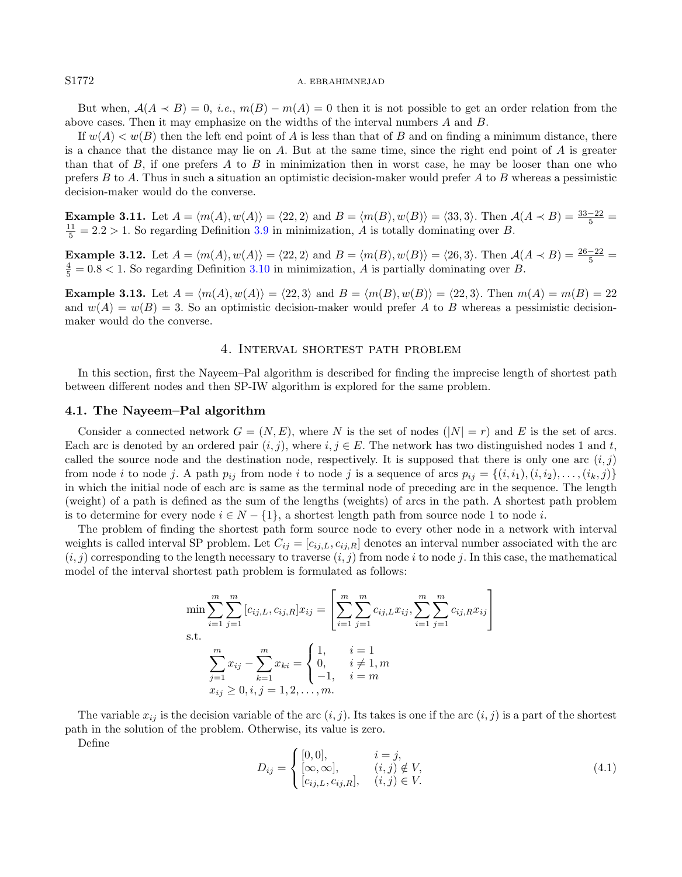But when, $\mathcal{A}(A \prec B) = 0$, *i.e.*, $m(B) - m(A) = 0$ then it is not possible to get an order relation from the above cases. Then it may emphasize on the widths of the interval numbers $A$ and $B$.

If $w(A) < w(B)$ then the left end point of $A$ is less than that of $B$ and on finding a minimum distance, there is a chance that the distance may lie on $A$. But at the same time, since the right end point of $A$ is greater than that of $B$, if one prefers $A$ to $B$ in minimization then in worst case, he may be looser than one who prefers $B$ to $A$. Thus in such a situation an optimistic decision-maker would prefer $A$ to $B$ whereas a pessimistic decision-maker would do the converse.

**Example 3.11.** Let $A = \langle m(A), w(A) \rangle = \langle 22, 2 \rangle$ and $B = \langle m(B), w(B) \rangle = \langle 33, 3 \rangle$. Then $\mathcal{A}(A \prec B) = \frac{33-22}{5} = \frac{11}{5} = 2.2 > 1$. So regarding Definition 3.9 in minimization, $A$ is totally dominating over $B$.

**Example 3.12.** Let $A = \langle m(A), w(A) \rangle = \langle 22, 2 \rangle$ and $B = \langle m(B), w(B) \rangle = \langle 26, 3 \rangle$. Then $\mathcal{A}(A \prec B) = \frac{26-22}{5} = \frac{4}{5} = 0.8 < 1$. So regarding Definition 3.10 in minimization, $A$ is partially dominating over $B$.

**Example 3.13.** Let $A = \langle m(A), w(A) \rangle = \langle 22, 3 \rangle$ and $B = \langle m(B), w(B) \rangle = \langle 22, 3 \rangle$. Then $m(A) = m(B) = 22$ and $w(A) = w(B) = 3$. So an optimistic decision-maker would prefer $A$ to $B$ whereas a pessimistic decision-maker would do the converse.

## 4. Interval shortest path problem

In this section, first the Nayeem–Pal algorithm is described for finding the imprecise length of shortest path between different nodes and then SP-IW algorithm is explored for the same problem.

### 4.1. The Nayeem–Pal algorithm

Consider a connected network $G = (N, E)$, where $N$ is the set of nodes ($|N| = r$) and $E$ is the set of arcs. Each arc is denoted by an ordered pair $(i, j)$, where $i, j \in E$. The network has two distinguished nodes 1 and $t$, called the source node and the destination node, respectively. It is supposed that there is only one arc $(i, j)$ from node $i$ to node $j$. A path $p_{ij}$ from node $i$ to node $j$ is a sequence of arcs $p_{ij} = \{(i, i_1), (i, i_2), \ldots, (i_k, j)\}$ in which the initial node of each arc is same as the terminal node of preceding arc in the sequence. The length (weight) of a path is defined as the sum of the lengths (weights) of arcs in the path. A shortest path problem is to determine for every node $i \in N - \{1\}$, a shortest length path from source node 1 to node $i$.

The problem of finding the shortest path form source node to every other node in a network with interval weights is called interval SP problem. Let $C_{ij} = [c_{ij,L}, c_{ij,R}]$ denotes an interval number associated with the arc $(i, j)$ corresponding to the length necessary to traverse $(i, j)$ from node $i$ to node $j$. In this case, the mathematical model of the interval shortest path problem is formulated as follows:

$$
\begin{aligned}
\min & \sum_{i=1}^{m}\sum_{j=1}^{m}[c_{ij,L}, c_{ij,R}]x_{ij} = \left[\sum_{i=1}^{m}\sum_{j=1}^{m} c_{ij,L}x_{ij}, \sum_{i=1}^{m}\sum_{j=1}^{m} c_{ij,R}x_{ij}\right] \\
\text{s.t.} & \\
& \sum_{j=1}^{m} x_{ij} - \sum_{k=1}^{m} x_{ki} = \begin{cases} 1, & i = 1 \\ 0, & i \neq 1, m \\ -1, & i = m \end{cases} \\
& x_{ij} \geq 0, i, j = 1, 2, \ldots, m.
\end{aligned}
$$

The variable $x_{ij}$ is the decision variable of the arc $(i, j)$. Its takes is one if the arc $(i, j)$ is a part of the shortest path in the solution of the problem. Otherwise, its value is zero.

Define

$$
D_{ij} = \begin{cases} [0, 0], & i = j, \\ [\infty, \infty], & (i, j) \notin V, \\ [c_{ij,L}, c_{ij,R}], & (i, j) \in V. \end{cases} \tag{4.1}
$$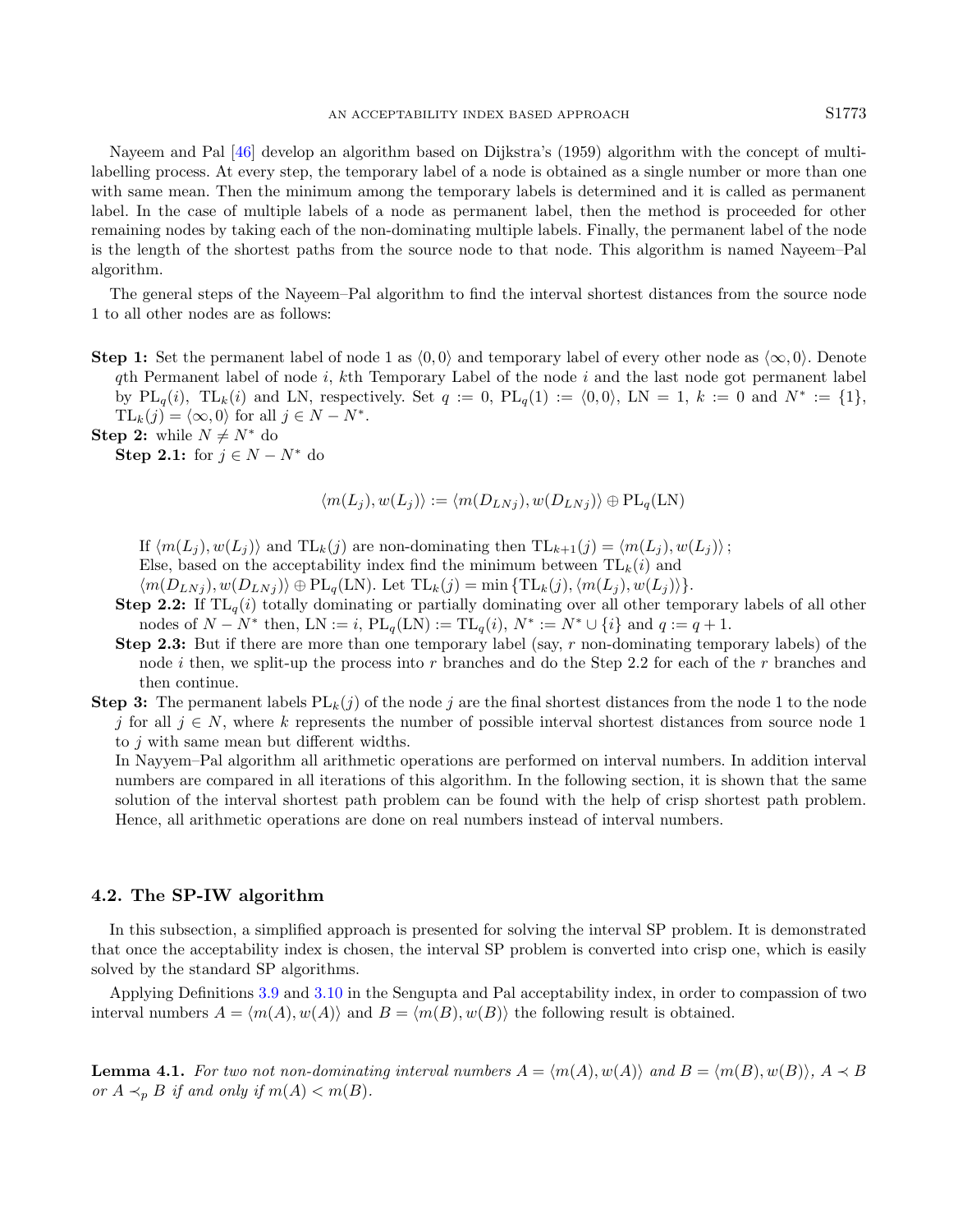Nayeem and Pal [46] develop an algorithm based on Dijkstra's (1959) algorithm with the concept of multi-labelling process. At every step, the temporary label of a node is obtained as a single number or more than one with same mean. Then the minimum among the temporary labels is determined and it is called as permanent label. In the case of multiple labels of a node as permanent label, then the method is proceeded for other remaining nodes by taking each of the non-dominating multiple labels. Finally, the permanent label of the node is the length of the shortest paths from the source node to that node. This algorithm is named Nayeem–Pal algorithm.

The general steps of the Nayeem–Pal algorithm to find the interval shortest distances from the source node 1 to all other nodes are as follows:

**Step 1:** Set the permanent label of node 1 as $\langle 0, 0\rangle$ and temporary label of every other node as $\langle \infty, 0\rangle$. Denote $q$th Permanent label of node $i$, $k$th Temporary Label of the node $i$ and the last node got permanent label by $\mathrm{PL}_q(i)$, $\mathrm{TL}_k(i)$ and LN, respectively. Set $q := 0$, $\mathrm{PL}_q(1) := \langle 0, 0\rangle$, $\mathrm{LN} = 1$, $k := 0$ and $N^* := \{1\}$, $\mathrm{TL}_k(j) = \langle \infty, 0\rangle$ for all $j \in N - N^*$.

**Step 2:** while $N \neq N^*$ do

**Step 2.1:** for $j \in N - N^*$ do

$$\langle m(L_j), w(L_j)\rangle := \langle m(D_{LNj}), w(D_{LNj})\rangle \oplus \mathrm{PL}_q(\mathrm{LN})$$

If $\langle m(L_j), w(L_j)\rangle$ and $\mathrm{TL}_k(j)$ are non-dominating then $\mathrm{TL}_{k+1}(j) = \langle m(L_j), w(L_j)\rangle$;
Else, based on the acceptability index find the minimum between $\mathrm{TL}_k(i)$ and $\langle m(D_{LNj}), w(D_{LNj})\rangle \oplus \mathrm{PL}_q(\mathrm{LN})$. Let $\mathrm{TL}_k(j) = \min\{\mathrm{TL}_k(j), \langle m(L_j), w(L_j)\rangle\}$.

**Step 2.2:** If $\mathrm{TL}_q(i)$ totally dominating or partially dominating over all other temporary labels of all other nodes of $N - N^*$ then, $\mathrm{LN} := i$, $\mathrm{PL}_q(\mathrm{LN}) := \mathrm{TL}_q(i)$, $N^* := N^* \cup \{i\}$ and $q := q + 1$.

**Step 2.3:** But if there are more than one temporary label (say, $r$ non-dominating temporary labels) of the node $i$ then, we split-up the process into $r$ branches and do the Step 2.2 for each of the $r$ branches and then continue.

**Step 3:** The permanent labels $\mathrm{PL}_k(j)$ of the node $j$ are the final shortest distances from the node 1 to the node $j$ for all $j \in N$, where $k$ represents the number of possible interval shortest distances from source node 1 to $j$ with same mean but different widths.

In Nayyem–Pal algorithm all arithmetic operations are performed on interval numbers. In addition interval numbers are compared in all iterations of this algorithm. In the following section, it is shown that the same solution of the interval shortest path problem can be found with the help of crisp shortest path problem. Hence, all arithmetic operations are done on real numbers instead of interval numbers.

### 4.2. The SP-IW algorithm

In this subsection, a simplified approach is presented for solving the interval SP problem. It is demonstrated that once the acceptability index is chosen, the interval SP problem is converted into crisp one, which is easily solved by the standard SP algorithms.

Applying Definitions 3.9 and 3.10 in the Sengupta and Pal acceptability index, in order to compassion of two interval numbers $A = \langle m(A), w(A)\rangle$ and $B = \langle m(B), w(B)\rangle$ the following result is obtained.

**Lemma 4.1.** *For two not non-dominating interval numbers $A = \langle m(A), w(A)\rangle$ and $B = \langle m(B), w(B)\rangle$, $A \prec B$ or $A \prec_p B$ if and only if $m(A) < m(B)$.*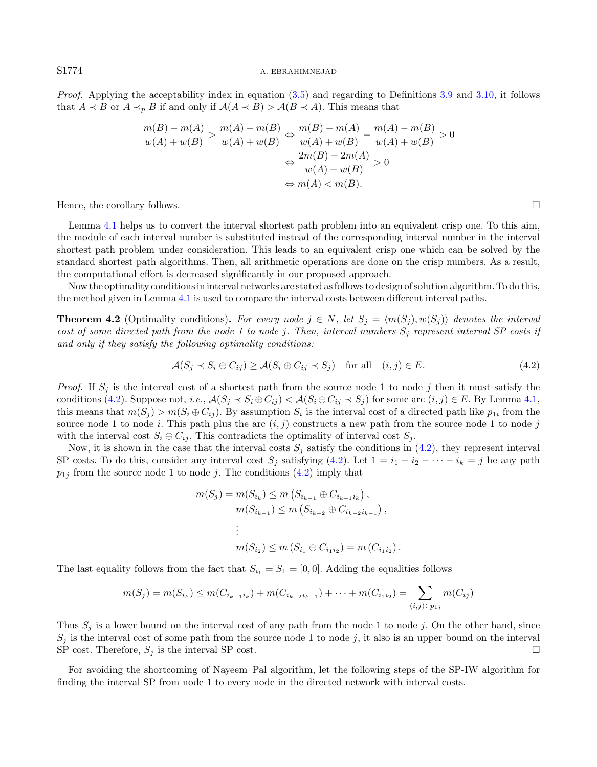*Proof.* Applying the acceptability index in equation (3.5) and regarding to Definitions 3.9 and 3.10, it follows that $A \prec B$ or $A \prec_p B$ if and only if $\mathcal{A}(A \prec B) > \mathcal{A}(B \prec A)$. This means that

$$
\begin{aligned}
\frac{m(B)-m(A)}{w(A)+w(B)} > \frac{m(A)-m(B)}{w(A)+w(B)} &\Leftrightarrow \frac{m(B)-m(A)}{w(A)+w(B)} - \frac{m(A)-m(B)}{w(A)+w(B)} > 0 \\
&\Leftrightarrow \frac{2m(B)-2m(A)}{w(A)+w(B)} > 0 \\
&\Leftrightarrow m(A) < m(B).
\end{aligned}
$$

Hence, the corollary follows. □

Lemma 4.1 helps us to convert the interval shortest path problem into an equivalent crisp one. To this aim, the module of each interval number is substituted instead of the corresponding interval number in the interval shortest path problem under consideration. This leads to an equivalent crisp one which can be solved by the standard shortest path algorithms. Then, all arithmetic operations are done on the crisp numbers. As a result, the computational effort is decreased significantly in our proposed approach.

Now the optimality conditions in interval networks are stated as follows to design of solution algorithm. To do this, the method given in Lemma 4.1 is used to compare the interval costs between different interval paths.

**Theorem 4.2** (Optimality conditions)**.** *For every node $j \in N$, let $S_j = \langle m(S_j), w(S_j)\rangle$ denotes the interval cost of some directed path from the node 1 to node $j$. Then, interval numbers $S_j$ represent interval SP costs if and only if they satisfy the following optimality conditions:*

$$
\mathcal{A}(S_j \prec S_i \oplus C_{ij}) \geq \mathcal{A}(S_i \oplus C_{ij} \prec S_j) \quad \text{for all} \quad (i,j) \in E. \tag{4.2}
$$

*Proof.* If $S_j$ is the interval cost of a shortest path from the source node 1 to node $j$ then it must satisfy the conditions (4.2). Suppose not, *i.e.*, $\mathcal{A}(S_j \prec S_i \oplus C_{ij}) < \mathcal{A}(S_i \oplus C_{ij} \prec S_j)$ for some arc $(i,j) \in E$. By Lemma 4.1, this means that $m(S_j) > m(S_i \oplus C_{ij})$. By assumption $S_i$ is the interval cost of a directed path like $p_{1i}$ from the source node 1 to node $i$. This path plus the arc $(i,j)$ constructs a new path from the source node 1 to node $j$ with the interval cost $S_i \oplus C_{ij}$. This contradicts the optimality of interval cost $S_j$.

Now, it is shown in the case that the interval costs $S_j$ satisfy the conditions in (4.2), they represent interval SP costs. To do this, consider any interval cost $S_j$ satisfying (4.2). Let $1 = i_1 - i_2 - \cdots - i_k = j$ be any path $p_{1j}$ from the source node 1 to node $j$. The conditions (4.2) imply that

$$
\begin{aligned}
m(S_j) = m(S_{i_k}) &\leq m\left(S_{i_{k-1}} \oplus C_{i_{k-1}i_k}\right), \\
m(S_{i_{k-1}}) &\leq m\left(S_{i_{k-2}} \oplus C_{i_{k-2}i_{k-1}}\right), \\
&\vdots \\
m(S_{i_2}) &\leq m\left(S_{i_1} \oplus C_{i_1 i_2}\right) = m\left(C_{i_1 i_2}\right).
\end{aligned}
$$

The last equality follows from the fact that $S_{i_1} = S_1 = [0,0]$. Adding the equalities follows

$$
m(S_j) = m(S_{i_k}) \leq m(C_{i_{k-1}i_k}) + m(C_{i_{k-2}i_{k-1}}) + \cdots + m(C_{i_1 i_2}) = \sum_{(i,j)\in p_{1j}} m(C_{ij})
$$

Thus $S_j$ is a lower bound on the interval cost of any path from the node 1 to node $j$. On the other hand, since $S_j$ is the interval cost of some path from the source node 1 to node $j$, it also is an upper bound on the interval SP cost. Therefore, $S_j$ is the interval SP cost. □

For avoiding the shortcoming of Nayeem–Pal algorithm, let the following steps of the SP-IW algorithm for finding the interval SP from node 1 to every node in the directed network with interval costs.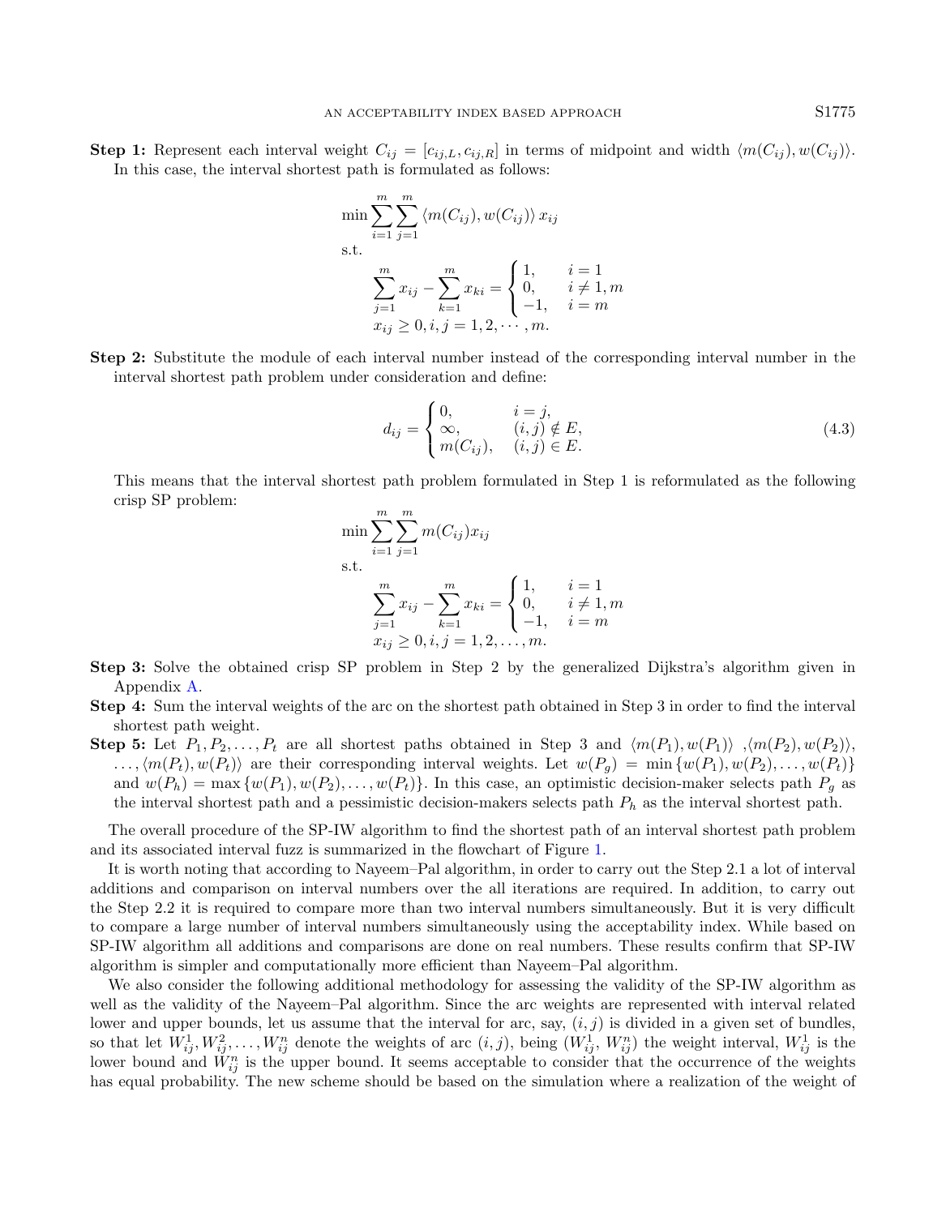**Step 1:** Represent each interval weight $C_{ij} = [c_{ij,L}, c_{ij,R}]$ in terms of midpoint and width $\langle m(C_{ij}), w(C_{ij})\rangle$. In this case, the interval shortest path is formulated as follows:

$$
\begin{aligned}
&\min \sum_{i=1}^{m}\sum_{j=1}^{m} \langle m(C_{ij}), w(C_{ij})\rangle\, x_{ij} \\
&\text{s.t.} \\
&\qquad \sum_{j=1}^{m} x_{ij} - \sum_{k=1}^{m} x_{ki} = \begin{cases} 1, & i = 1 \\ 0, & i \neq 1, m \\ -1, & i = m \end{cases} \\
&\qquad x_{ij} \geq 0, i, j = 1, 2, \cdots, m.
\end{aligned}
$$

**Step 2:** Substitute the module of each interval number instead of the corresponding interval number in the interval shortest path problem under consideration and define:

$$
d_{ij} = \begin{cases} 0, & i = j, \\ \infty, & (i,j) \notin E, \\ m(C_{ij}), & (i,j) \in E. \end{cases} \tag{4.3}
$$

This means that the interval shortest path problem formulated in Step 1 is reformulated as the following crisp SP problem:

$$
\begin{aligned}
&\min \sum_{i=1}^{m}\sum_{j=1}^{m} m(C_{ij}) x_{ij} \\
&\text{s.t.} \\
&\qquad \sum_{j=1}^{m} x_{ij} - \sum_{k=1}^{m} x_{ki} = \begin{cases} 1, & i = 1 \\ 0, & i \neq 1, m \\ -1, & i = m \end{cases} \\
&\qquad x_{ij} \geq 0, i, j = 1, 2, \ldots, m.
\end{aligned}
$$

**Step 3:** Solve the obtained crisp SP problem in Step 2 by the generalized Dijkstra's algorithm given in Appendix A.

**Step 4:** Sum the interval weights of the arc on the shortest path obtained in Step 3 in order to find the interval shortest path weight.

**Step 5:** Let $P_1, P_2, \ldots, P_t$ are all shortest paths obtained in Step 3 and $\langle m(P_1), w(P_1)\rangle$ ,$\langle m(P_2), w(P_2)\rangle$, $\ldots, \langle m(P_t), w(P_t)\rangle$ are their corresponding interval weights. Let $w(P_g) = \min\{w(P_1), w(P_2), \ldots, w(P_t)\}$ and $w(P_h) = \max\{w(P_1), w(P_2), \ldots, w(P_t)\}$. In this case, an optimistic decision-maker selects path $P_g$ as the interval shortest path and a pessimistic decision-makers selects path $P_h$ as the interval shortest path.

The overall procedure of the SP-IW algorithm to find the shortest path of an interval shortest path problem and its associated interval fuzz is summarized in the flowchart of Figure 1.

It is worth noting that according to Nayeem–Pal algorithm, in order to carry out the Step 2.1 a lot of interval additions and comparison on interval numbers over the all iterations are required. In addition, to carry out the Step 2.2 it is required to compare more than two interval numbers simultaneously. But it is very difficult to compare a large number of interval numbers simultaneously using the acceptability index. While based on SP-IW algorithm all additions and comparisons are done on real numbers. These results confirm that SP-IW algorithm is simpler and computationally more efficient than Nayeem–Pal algorithm.

We also consider the following additional methodology for assessing the validity of the SP-IW algorithm as well as the validity of the Nayeem–Pal algorithm. Since the arc weights are represented with interval related lower and upper bounds, let us assume that the interval for arc, say, $(i,j)$ is divided in a given set of bundles, so that let $W_{ij}^1, W_{ij}^2, \ldots, W_{ij}^n$ denote the weights of arc $(i,j)$, being $(W_{ij}^1, W_{ij}^n)$ the weight interval, $W_{ij}^1$ is the lower bound and $W_{ij}^n$ is the upper bound. It seems acceptable to consider that the occurrence of the weights has equal probability. The new scheme should be based on the simulation where a realization of the weight of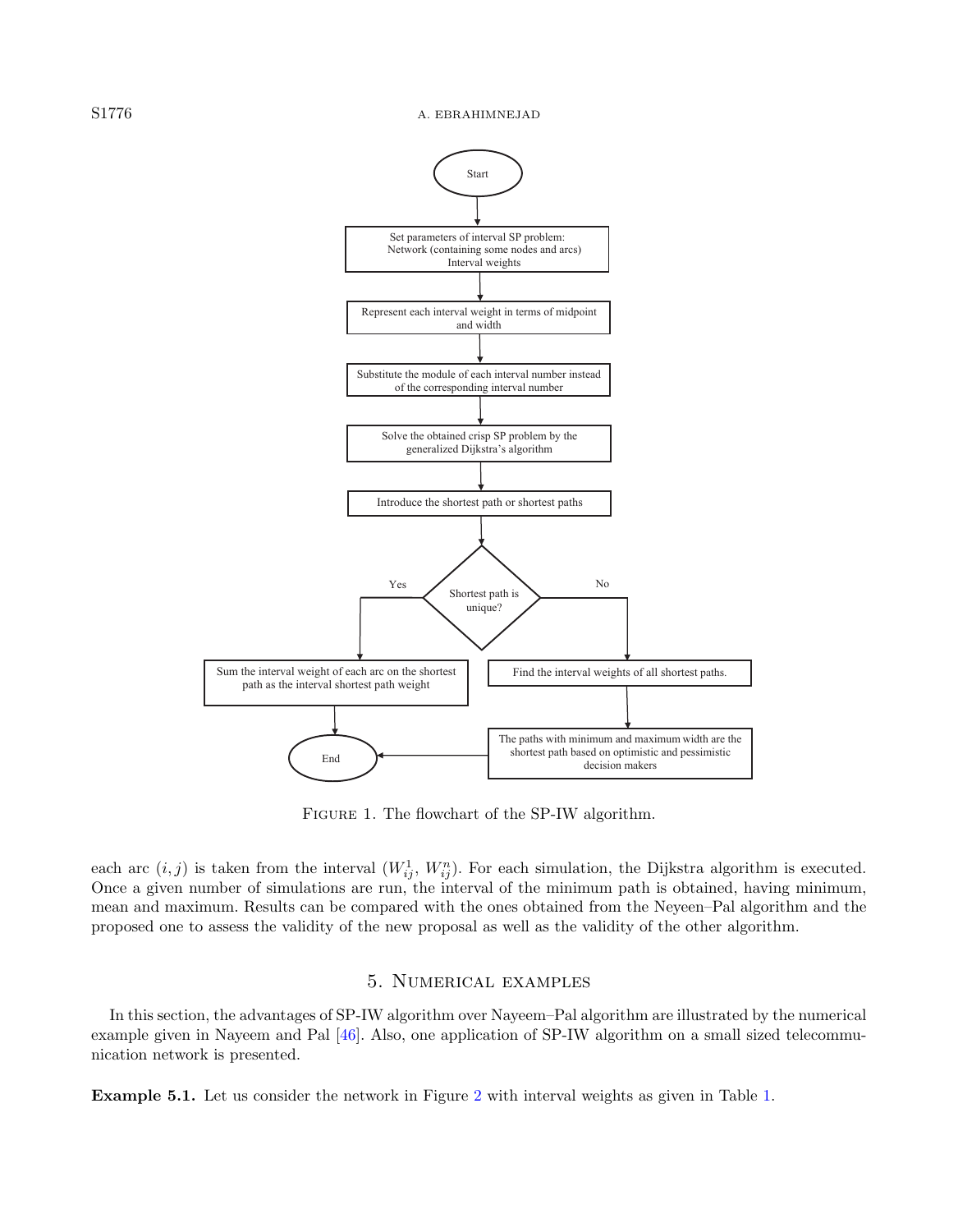Figure 1. The flowchart of the SP-IW algorithm.

each arc $(i, j)$ is taken from the interval $(W_{ij}^1,\ W_{ij}^n)$. For each simulation, the Dijkstra algorithm is executed. Once a given number of simulations are run, the interval of the minimum path is obtained, having minimum, mean and maximum. Results can be compared with the ones obtained from the Neyeen–Pal algorithm and the proposed one to assess the validity of the new proposal as well as the validity of the other algorithm.

## 5. Numerical examples

In this section, the advantages of SP-IW algorithm over Nayeem–Pal algorithm are illustrated by the numerical example given in Nayeem and Pal [46]. Also, one application of SP-IW algorithm on a small sized telecommunication network is presented.

**Example 5.1.** Let us consider the network in Figure 2 with interval weights as given in Table 1.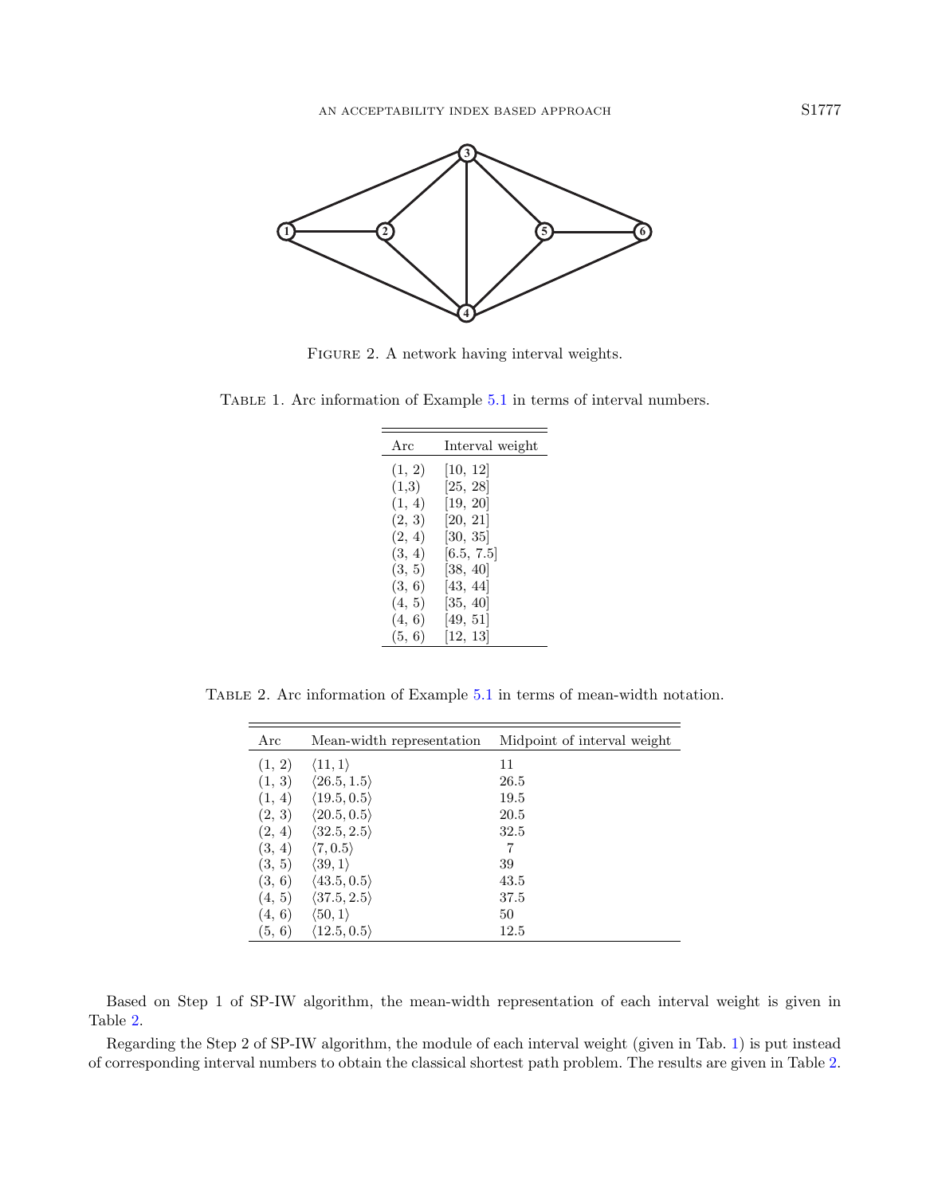Figure 2. A network having interval weights.

Table 1. Arc information of Example 5.1 in terms of interval numbers.

| Arc | Interval weight |
|---|---|
| (1, 2) | [10, 12] |
| (1,3) | [25, 28] |
| (1, 4) | [19, 20] |
| (2, 3) | [20, 21] |
| (2, 4) | [30, 35] |
| (3, 4) | [6.5, 7.5] |
| (3, 5) | [38, 40] |
| (3, 6) | [43, 44] |
| (4, 5) | [35, 40] |
| (4, 6) | [49, 51] |
| (5, 6) | [12, 13] |

Table 2. Arc information of Example 5.1 in terms of mean-width notation.

| Arc | Mean-width representation | Midpoint of interval weight |
|---|---|---|
| (1, 2) | $\langle 11, 1\rangle$ | 11 |
| (1, 3) | $\langle 26.5, 1.5\rangle$ | 26.5 |
| (1, 4) | $\langle 19.5, 0.5\rangle$ | 19.5 |
| (2, 3) | $\langle 20.5, 0.5\rangle$ | 20.5 |
| (2, 4) | $\langle 32.5, 2.5\rangle$ | 32.5 |
| (3, 4) | $\langle 7, 0.5\rangle$ | 7 |
| (3, 5) | $\langle 39, 1\rangle$ | 39 |
| (3, 6) | $\langle 43.5, 0.5\rangle$ | 43.5 |
| (4, 5) | $\langle 37.5, 2.5\rangle$ | 37.5 |
| (4, 6) | $\langle 50, 1\rangle$ | 50 |
| (5, 6) | $\langle 12.5, 0.5\rangle$ | 12.5 |

Based on Step 1 of SP-IW algorithm, the mean-width representation of each interval weight is given in Table 2.

Regarding the Step 2 of SP-IW algorithm, the module of each interval weight (given in Tab. 1) is put instead of corresponding interval numbers to obtain the classical shortest path problem. The results are given in Table 2.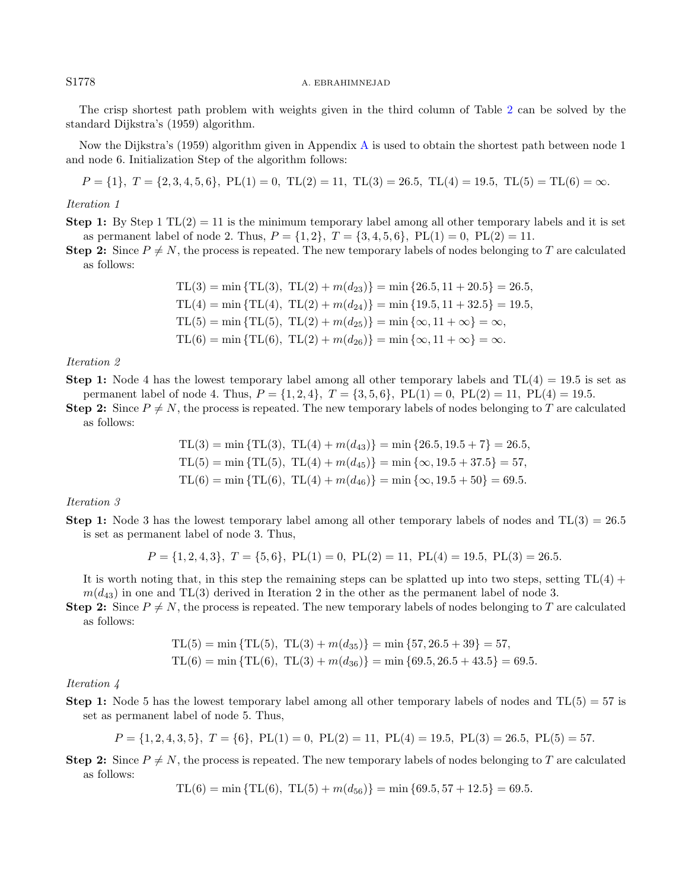The crisp shortest path problem with weights given in the third column of Table 2 can be solved by the standard Dijkstra's (1959) algorithm.

Now the Dijkstra's (1959) algorithm given in Appendix A is used to obtain the shortest path between node 1 and node 6. Initialization Step of the algorithm follows:

$$P = \{1\},\ T = \{2,3,4,5,6\},\ \mathrm{PL}(1) = 0,\ \mathrm{TL}(2) = 11,\ \mathrm{TL}(3) = 26.5,\ \mathrm{TL}(4) = 19.5,\ \mathrm{TL}(5) = \mathrm{TL}(6) = \infty.$$

*Iteration 1*

**Step 1:** By Step 1 $\mathrm{TL}(2) = 11$ is the minimum temporary label among all other temporary labels and it is set as permanent label of node 2. Thus, $P = \{1,2\},\ T = \{3,4,5,6\},\ \mathrm{PL}(1) = 0,\ \mathrm{PL}(2) = 11$.

**Step 2:** Since $P \neq N$, the process is repeated. The new temporary labels of nodes belonging to $T$ are calculated as follows:

$$\begin{aligned}
\mathrm{TL}(3) &= \min\{\mathrm{TL}(3),\ \mathrm{TL}(2) + m(d_{23})\} = \min\{26.5, 11 + 20.5\} = 26.5,\\
\mathrm{TL}(4) &= \min\{\mathrm{TL}(4),\ \mathrm{TL}(2) + m(d_{24})\} = \min\{19.5, 11 + 32.5\} = 19.5,\\
\mathrm{TL}(5) &= \min\{\mathrm{TL}(5),\ \mathrm{TL}(2) + m(d_{25})\} = \min\{\infty, 11 + \infty\} = \infty,\\
\mathrm{TL}(6) &= \min\{\mathrm{TL}(6),\ \mathrm{TL}(2) + m(d_{26})\} = \min\{\infty, 11 + \infty\} = \infty.
\end{aligned}$$

*Iteration 2*

**Step 1:** Node 4 has the lowest temporary label among all other temporary labels and $\mathrm{TL}(4) = 19.5$ is set as permanent label of node 4. Thus, $P = \{1,2,4\},\ T = \{3,5,6\},\ \mathrm{PL}(1) = 0,\ \mathrm{PL}(2) = 11,\ \mathrm{PL}(4) = 19.5$.

**Step 2:** Since $P \neq N$, the process is repeated. The new temporary labels of nodes belonging to $T$ are calculated as follows:

$$\begin{aligned}
\mathrm{TL}(3) &= \min\{\mathrm{TL}(3),\ \mathrm{TL}(4) + m(d_{43})\} = \min\{26.5, 19.5 + 7\} = 26.5,\\
\mathrm{TL}(5) &= \min\{\mathrm{TL}(5),\ \mathrm{TL}(4) + m(d_{45})\} = \min\{\infty, 19.5 + 37.5\} = 57,\\
\mathrm{TL}(6) &= \min\{\mathrm{TL}(6),\ \mathrm{TL}(4) + m(d_{46})\} = \min\{\infty, 19.5 + 50\} = 69.5.
\end{aligned}$$

*Iteration 3*

**Step 1:** Node 3 has the lowest temporary label among all other temporary labels of nodes and $\mathrm{TL}(3) = 26.5$ is set as permanent label of node 3. Thus,

$$P = \{1,2,4,3\},\ T = \{5,6\},\ \mathrm{PL}(1) = 0,\ \mathrm{PL}(2) = 11,\ \mathrm{PL}(4) = 19.5,\ \mathrm{PL}(3) = 26.5.$$

It is worth noting that, in this step the remaining steps can be splatted up into two steps, setting $\mathrm{TL}(4) + m(d_{43})$ in one and $\mathrm{TL}(3)$ derived in Iteration 2 in the other as the permanent label of node 3.

**Step 2:** Since $P \neq N$, the process is repeated. The new temporary labels of nodes belonging to $T$ are calculated as follows:

$$\begin{aligned}
\mathrm{TL}(5) &= \min\{\mathrm{TL}(5),\ \mathrm{TL}(3) + m(d_{35})\} = \min\{57, 26.5 + 39\} = 57,\\
\mathrm{TL}(6) &= \min\{\mathrm{TL}(6),\ \mathrm{TL}(3) + m(d_{36})\} = \min\{69.5, 26.5 + 43.5\} = 69.5.
\end{aligned}$$

*Iteration 4*

**Step 1:** Node 5 has the lowest temporary label among all other temporary labels of nodes and $\mathrm{TL}(5) = 57$ is set as permanent label of node 5. Thus,

$$P = \{1,2,4,3,5\},\ T = \{6\},\ \mathrm{PL}(1) = 0,\ \mathrm{PL}(2) = 11,\ \mathrm{PL}(4) = 19.5,\ \mathrm{PL}(3) = 26.5,\ \mathrm{PL}(5) = 57.$$

**Step 2:** Since $P \neq N$, the process is repeated. The new temporary labels of nodes belonging to $T$ are calculated as follows:

$$\mathrm{TL}(6) = \min\{\mathrm{TL}(6),\ \mathrm{TL}(5) + m(d_{56})\} = \min\{69.5, 57 + 12.5\} = 69.5.$$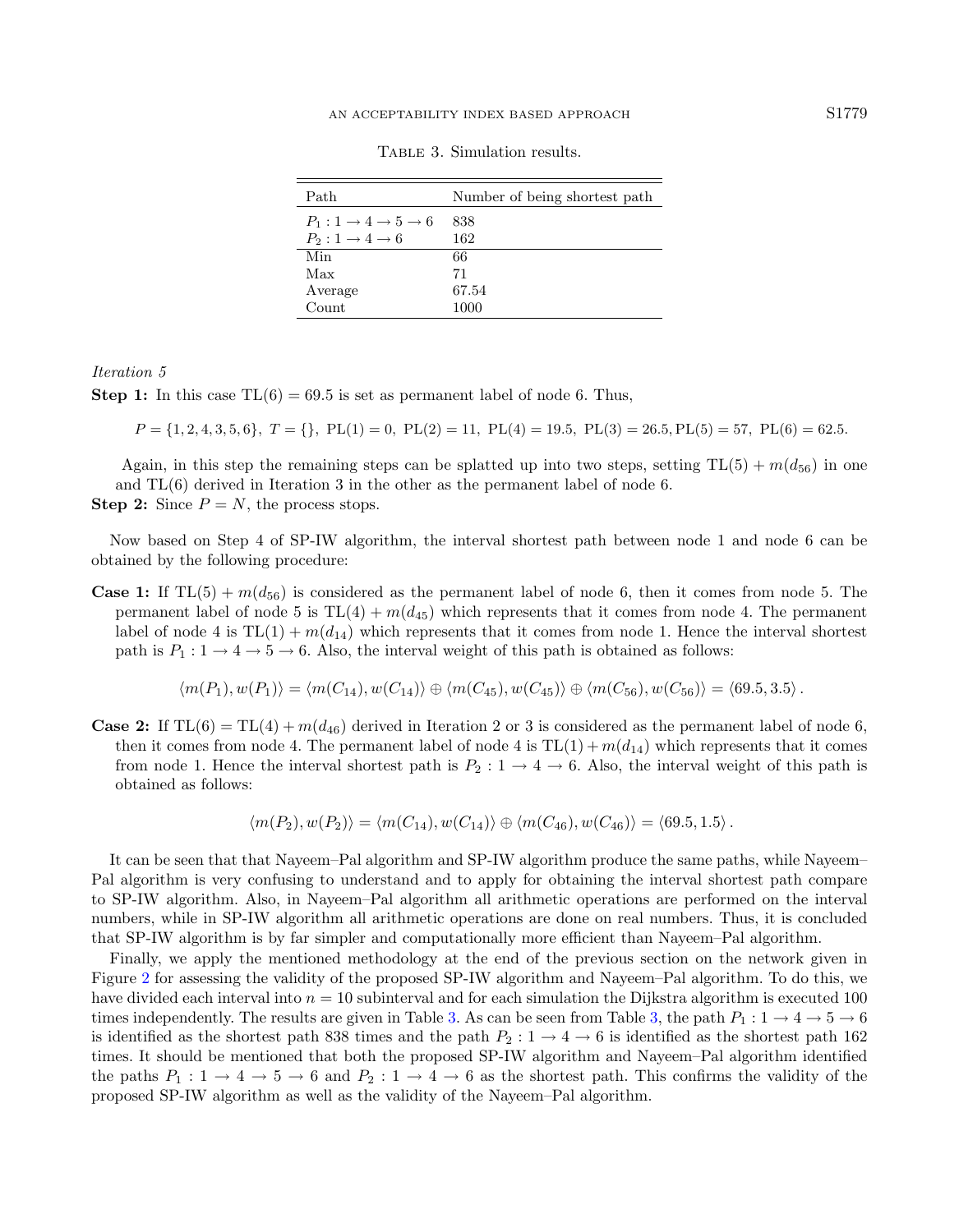Table 3. Simulation results.

| Path | Number of being shortest path |
|---|---|
| $P_1 : 1 \rightarrow 4 \rightarrow 5 \rightarrow 6$ | 838 |
| $P_2 : 1 \rightarrow 4 \rightarrow 6$ | 162 |
| Min | 66 |
| Max | 71 |
| Average | 67.54 |
| Count | 1000 |

*Iteration 5*

**Step 1:** In this case $\text{TL}(6) = 69.5$ is set as permanent label of node 6. Thus,

$$P = \{1, 2, 4, 3, 5, 6\},\ T = \{\},\ \text{PL}(1) = 0,\ \text{PL}(2) = 11,\ \text{PL}(4) = 19.5,\ \text{PL}(3) = 26.5, \text{PL}(5) = 57,\ \text{PL}(6) = 62.5.$$

Again, in this step the remaining steps can be splatted up into two steps, setting $\text{TL}(5) + m(d_{56})$ in one and $\text{TL}(6)$ derived in Iteration 3 in the other as the permanent label of node 6.

**Step 2:** Since $P = N$, the process stops.

Now based on Step 4 of SP-IW algorithm, the interval shortest path between node 1 and node 6 can be obtained by the following procedure:

**Case 1:** If $\text{TL}(5) + m(d_{56})$ is considered as the permanent label of node 6, then it comes from node 5. The permanent label of node 5 is $\text{TL}(4) + m(d_{45})$ which represents that it comes from node 4. The permanent label of node 4 is $\text{TL}(1) + m(d_{14})$ which represents that it comes from node 1. Hence the interval shortest path is $P_1 : 1 \rightarrow 4 \rightarrow 5 \rightarrow 6$. Also, the interval weight of this path is obtained as follows:

$$\langle m(P_1), w(P_1)\rangle = \langle m(C_{14}), w(C_{14})\rangle \oplus \langle m(C_{45}), w(C_{45})\rangle \oplus \langle m(C_{56}), w(C_{56})\rangle = \langle 69.5, 3.5\rangle .$$

**Case 2:** If $\text{TL}(6) = \text{TL}(4) + m(d_{46})$ derived in Iteration 2 or 3 is considered as the permanent label of node 6, then it comes from node 4. The permanent label of node 4 is $\text{TL}(1) + m(d_{14})$ which represents that it comes from node 1. Hence the interval shortest path is $P_2 : 1 \rightarrow 4 \rightarrow 6$. Also, the interval weight of this path is obtained as follows:

$$\langle m(P_2), w(P_2)\rangle = \langle m(C_{14}), w(C_{14})\rangle \oplus \langle m(C_{46}), w(C_{46})\rangle = \langle 69.5, 1.5\rangle .$$

It can be seen that that Nayeem–Pal algorithm and SP-IW algorithm produce the same paths, while Nayeem–Pal algorithm is very confusing to understand and to apply for obtaining the interval shortest path compare to SP-IW algorithm. Also, in Nayeem–Pal algorithm all arithmetic operations are performed on the interval numbers, while in SP-IW algorithm all arithmetic operations are done on real numbers. Thus, it is concluded that SP-IW algorithm is by far simpler and computationally more efficient than Nayeem–Pal algorithm.

Finally, we apply the mentioned methodology at the end of the previous section on the network given in Figure 2 for assessing the validity of the proposed SP-IW algorithm and Nayeem–Pal algorithm. To do this, we have divided each interval into $n = 10$ subinterval and for each simulation the Dijkstra algorithm is executed 100 times independently. The results are given in Table 3. As can be seen from Table 3, the path $P_1 : 1 \rightarrow 4 \rightarrow 5 \rightarrow 6$ is identified as the shortest path 838 times and the path $P_2 : 1 \rightarrow 4 \rightarrow 6$ is identified as the shortest path 162 times. It should be mentioned that both the proposed SP-IW algorithm and Nayeem–Pal algorithm identified the paths $P_1 : 1 \rightarrow 4 \rightarrow 5 \rightarrow 6$ and $P_2 : 1 \rightarrow 4 \rightarrow 6$ as the shortest path. This confirms the validity of the proposed SP-IW algorithm as well as the validity of the Nayeem–Pal algorithm.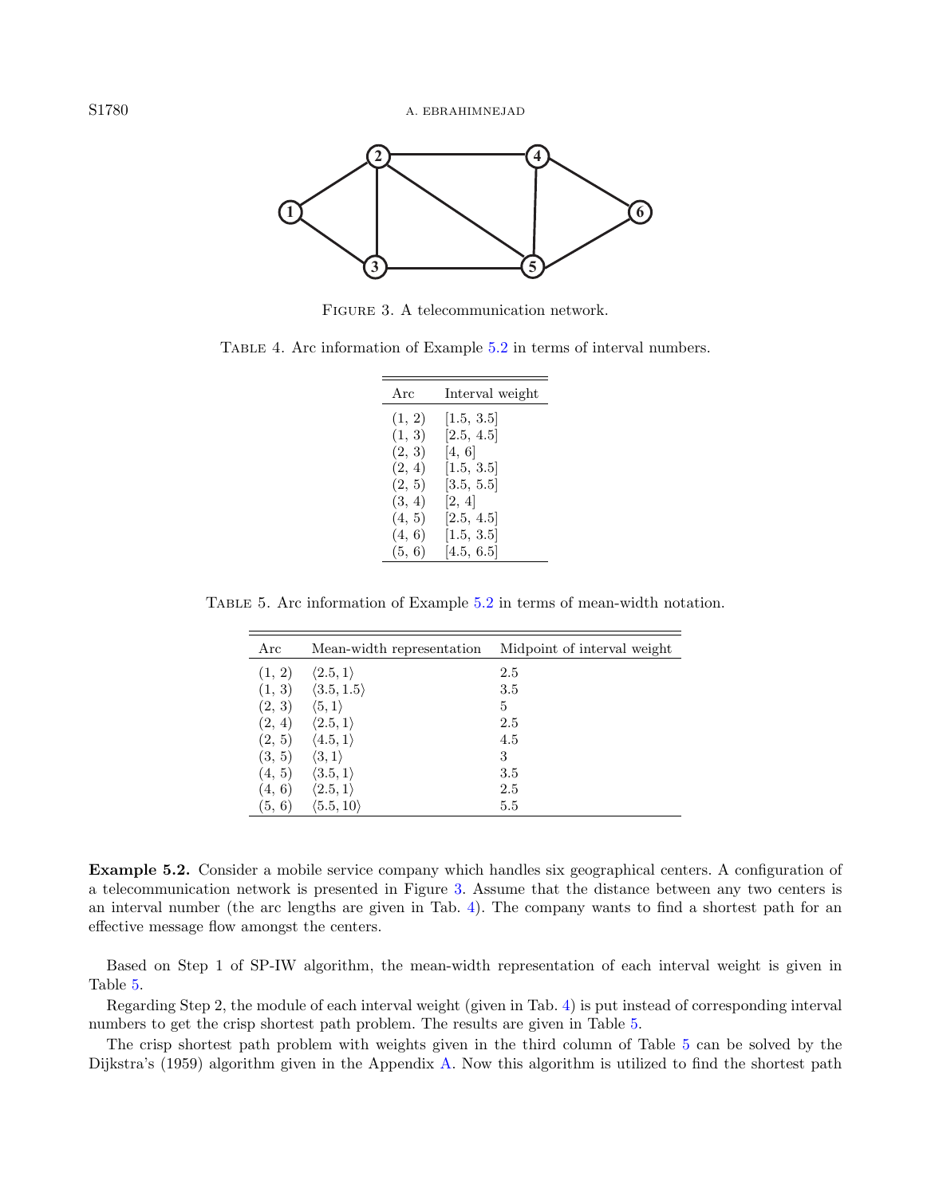FIGURE 3. A telecommunication network.

TABLE 4. Arc information of Example 5.2 in terms of interval numbers.

| Arc | Interval weight |
|---|---|
| (1, 2) | [1.5, 3.5] |
| (1, 3) | [2.5, 4.5] |
| (2, 3) | [4, 6] |
| (2, 4) | [1.5, 3.5] |
| (2, 5) | [3.5, 5.5] |
| (3, 4) | [2, 4] |
| (4, 5) | [2.5, 4.5] |
| (4, 6) | [1.5, 3.5] |
| (5, 6) | [4.5, 6.5] |

TABLE 5. Arc information of Example 5.2 in terms of mean-width notation.

| Arc | Mean-width representation | Midpoint of interval weight |
|---|---|---|
| (1, 2) | $\langle 2.5, 1\rangle$ | 2.5 |
| (1, 3) | $\langle 3.5, 1.5\rangle$ | 3.5 |
| (2, 3) | $\langle 5, 1\rangle$ | 5 |
| (2, 4) | $\langle 2.5, 1\rangle$ | 2.5 |
| (2, 5) | $\langle 4.5, 1\rangle$ | 4.5 |
| (3, 5) | $\langle 3, 1\rangle$ | 3 |
| (4, 5) | $\langle 3.5, 1\rangle$ | 3.5 |
| (4, 6) | $\langle 2.5, 1\rangle$ | 2.5 |
| (5, 6) | $\langle 5.5, 10\rangle$ | 5.5 |

**Example 5.2.** Consider a mobile service company which handles six geographical centers. A configuration of a telecommunication network is presented in Figure 3. Assume that the distance between any two centers is an interval number (the arc lengths are given in Tab. 4). The company wants to find a shortest path for an effective message flow amongst the centers.

Based on Step 1 of SP-IW algorithm, the mean-width representation of each interval weight is given in Table 5.

Regarding Step 2, the module of each interval weight (given in Tab. 4) is put instead of corresponding interval numbers to get the crisp shortest path problem. The results are given in Table 5.

The crisp shortest path problem with weights given in the third column of Table 5 can be solved by the Dijkstra's (1959) algorithm given in the Appendix A. Now this algorithm is utilized to find the shortest path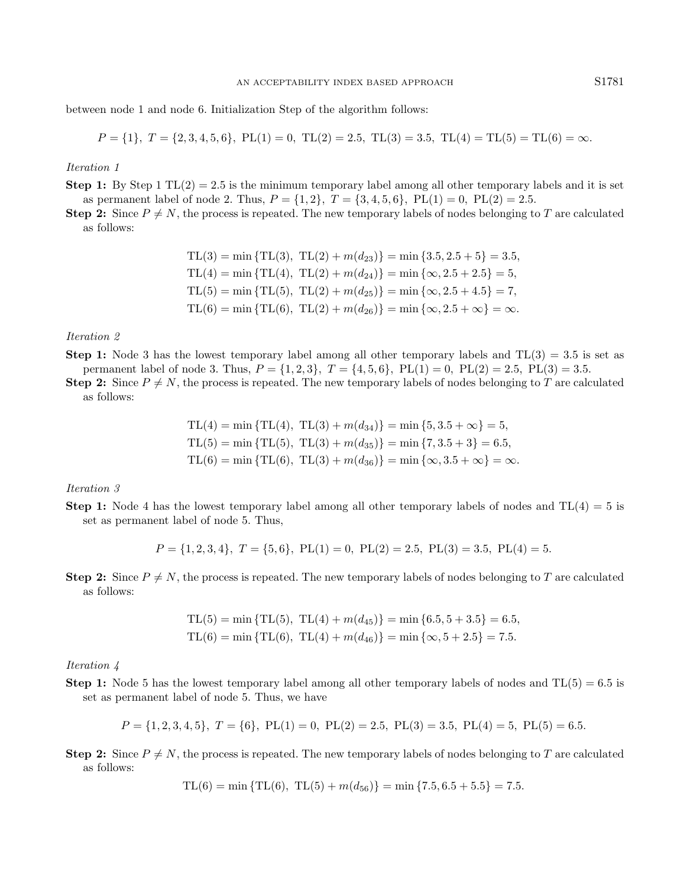between node 1 and node 6. Initialization Step of the algorithm follows:

$$P = \{1\},\ T = \{2,3,4,5,6\},\ \text{PL}(1) = 0,\ \text{TL}(2) = 2.5,\ \text{TL}(3) = 3.5,\ \text{TL}(4) = \text{TL}(5) = \text{TL}(6) = \infty.$$

*Iteration 1*

**Step 1:** By Step 1 $\text{TL}(2) = 2.5$ is the minimum temporary label among all other temporary labels and it is set as permanent label of node 2. Thus, $P = \{1, 2\},\ T = \{3, 4, 5, 6\},\ \text{PL}(1) = 0,\ \text{PL}(2) = 2.5$.

**Step 2:** Since $P \neq N$, the process is repeated. The new temporary labels of nodes belonging to $T$ are calculated as follows:

$$\begin{aligned}
\text{TL}(3) &= \min\{\text{TL}(3),\ \text{TL}(2) + m(d_{23})\} = \min\{3.5, 2.5 + 5\} = 3.5,\\
\text{TL}(4) &= \min\{\text{TL}(4),\ \text{TL}(2) + m(d_{24})\} = \min\{\infty, 2.5 + 2.5\} = 5,\\
\text{TL}(5) &= \min\{\text{TL}(5),\ \text{TL}(2) + m(d_{25})\} = \min\{\infty, 2.5 + 4.5\} = 7,\\
\text{TL}(6) &= \min\{\text{TL}(6),\ \text{TL}(2) + m(d_{26})\} = \min\{\infty, 2.5 + \infty\} = \infty.
\end{aligned}$$

*Iteration 2*

**Step 1:** Node 3 has the lowest temporary label among all other temporary labels and $\text{TL}(3) = 3.5$ is set as permanent label of node 3. Thus, $P = \{1, 2, 3\},\ T = \{4, 5, 6\},\ \text{PL}(1) = 0,\ \text{PL}(2) = 2.5,\ \text{PL}(3) = 3.5$.

**Step 2:** Since $P \neq N$, the process is repeated. The new temporary labels of nodes belonging to $T$ are calculated as follows:

$$\begin{aligned}
\text{TL}(4) &= \min\{\text{TL}(4),\ \text{TL}(3) + m(d_{34})\} = \min\{5, 3.5 + \infty\} = 5,\\
\text{TL}(5) &= \min\{\text{TL}(5),\ \text{TL}(3) + m(d_{35})\} = \min\{7, 3.5 + 3\} = 6.5,\\
\text{TL}(6) &= \min\{\text{TL}(6),\ \text{TL}(3) + m(d_{36})\} = \min\{\infty, 3.5 + \infty\} = \infty.
\end{aligned}$$

*Iteration 3*

**Step 1:** Node 4 has the lowest temporary label among all other temporary labels of nodes and $\text{TL}(4) = 5$ is set as permanent label of node 5. Thus,

$$P = \{1, 2, 3, 4\},\ T = \{5, 6\},\ \text{PL}(1) = 0,\ \text{PL}(2) = 2.5,\ \text{PL}(3) = 3.5,\ \text{PL}(4) = 5.$$

**Step 2:** Since $P \neq N$, the process is repeated. The new temporary labels of nodes belonging to $T$ are calculated as follows:

$$\begin{aligned}
\text{TL}(5) &= \min\{\text{TL}(5),\ \text{TL}(4) + m(d_{45})\} = \min\{6.5, 5 + 3.5\} = 6.5,\\
\text{TL}(6) &= \min\{\text{TL}(6),\ \text{TL}(4) + m(d_{46})\} = \min\{\infty, 5 + 2.5\} = 7.5.
\end{aligned}$$

*Iteration 4*

**Step 1:** Node 5 has the lowest temporary label among all other temporary labels of nodes and $\text{TL}(5) = 6.5$ is set as permanent label of node 5. Thus, we have

$$P = \{1, 2, 3, 4, 5\},\ T = \{6\},\ \text{PL}(1) = 0,\ \text{PL}(2) = 2.5,\ \text{PL}(3) = 3.5,\ \text{PL}(4) = 5,\ \text{PL}(5) = 6.5.$$

**Step 2:** Since $P \neq N$, the process is repeated. The new temporary labels of nodes belonging to $T$ are calculated as follows:

$$\text{TL}(6) = \min\{\text{TL}(6),\ \text{TL}(5) + m(d_{56})\} = \min\{7.5, 6.5 + 5.5\} = 7.5.$$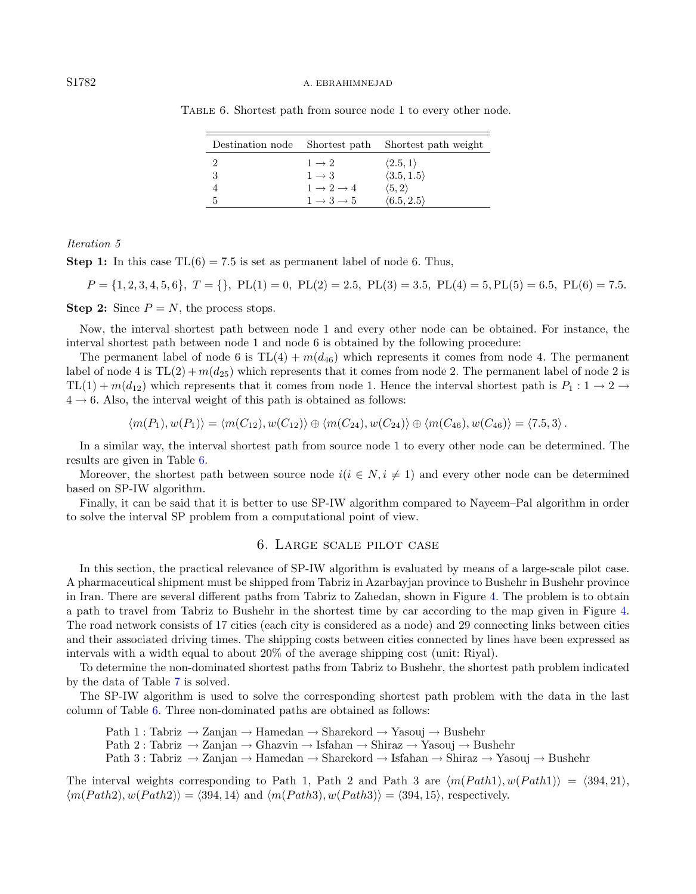Table 6. Shortest path from source node 1 to every other node.

| Destination node | Shortest path | Shortest path weight |
|---|---|---|
| 2 | $1 \to 2$ | $\langle 2.5, 1\rangle$ |
| 3 | $1 \to 3$ | $\langle 3.5, 1.5\rangle$ |
| 4 | $1 \to 2 \to 4$ | $\langle 5, 2\rangle$ |
| 5 | $1 \to 3 \to 5$ | $\langle 6.5, 2.5\rangle$ |

*Iteration 5*

**Step 1:** In this case $\text{TL}(6) = 7.5$ is set as permanent label of node 6. Thus,

$$P = \{1, 2, 3, 4, 5, 6\},\ T = \{\},\ \text{PL}(1) = 0,\ \text{PL}(2) = 2.5,\ \text{PL}(3) = 3.5,\ \text{PL}(4) = 5, \text{PL}(5) = 6.5,\ \text{PL}(6) = 7.5.$$

**Step 2:** Since $P = N$, the process stops.

Now, the interval shortest path between node 1 and every other node can be obtained. For instance, the interval shortest path between node 1 and node 6 is obtained by the following procedure:

The permanent label of node 6 is $\text{TL}(4) + m(d_{46})$ which represents it comes from node 4. The permanent label of node 4 is $\text{TL}(2) + m(d_{25})$ which represents that it comes from node 2. The permanent label of node 2 is $\text{TL}(1) + m(d_{12})$ which represents that it comes from node 1. Hence the interval shortest path is $P_1 : 1 \to 2 \to 4 \to 6$. Also, the interval weight of this path is obtained as follows:

$$\langle m(P_1), w(P_1)\rangle = \langle m(C_{12}), w(C_{12})\rangle \oplus \langle m(C_{24}), w(C_{24})\rangle \oplus \langle m(C_{46}), w(C_{46})\rangle = \langle 7.5, 3\rangle .$$

In a similar way, the interval shortest path from source node 1 to every other node can be determined. The results are given in Table 6.

Moreover, the shortest path between source node $i (i \in N, i \neq 1)$ and every other node can be determined based on SP-IW algorithm.

Finally, it can be said that it is better to use SP-IW algorithm compared to Nayeem–Pal algorithm in order to solve the interval SP problem from a computational point of view.

## 6. Large scale pilot case

In this section, the practical relevance of SP-IW algorithm is evaluated by means of a large-scale pilot case. A pharmaceutical shipment must be shipped from Tabriz in Azarbayjan province to Bushehr in Bushehr province in Iran. There are several different paths from Tabriz to Zahedan, shown in Figure 4. The problem is to obtain a path to travel from Tabriz to Bushehr in the shortest time by car according to the map given in Figure 4. The road network consists of 17 cities (each city is considered as a node) and 29 connecting links between cities and their associated driving times. The shipping costs between cities connected by lines have been expressed as intervals with a width equal to about 20% of the average shipping cost (unit: Riyal).

To determine the non-dominated shortest paths from Tabriz to Bushehr, the shortest path problem indicated by the data of Table 7 is solved.

The SP-IW algorithm is used to solve the corresponding shortest path problem with the data in the last column of Table 6. Three non-dominated paths are obtained as follows:

Path 1 : Tabriz $\to$ Zanjan $\to$ Hamedan $\to$ Sharekord $\to$ Yasouj $\to$ Bushehr
Path 2 : Tabriz $\to$ Zanjan $\to$ Ghazvin $\to$ Isfahan $\to$ Shiraz $\to$ Yasouj $\to$ Bushehr
Path 3 : Tabriz $\to$ Zanjan $\to$ Hamedan $\to$ Sharekord $\to$ Isfahan $\to$ Shiraz $\to$ Yasouj $\to$ Bushehr

The interval weights corresponding to Path 1, Path 2 and Path 3 are $\langle m(Path1), w(Path1)\rangle = \langle 394, 21\rangle$, $\langle m(Path2), w(Path2)\rangle = \langle 394, 14\rangle$ and $\langle m(Path3), w(Path3)\rangle = \langle 394, 15\rangle$, respectively.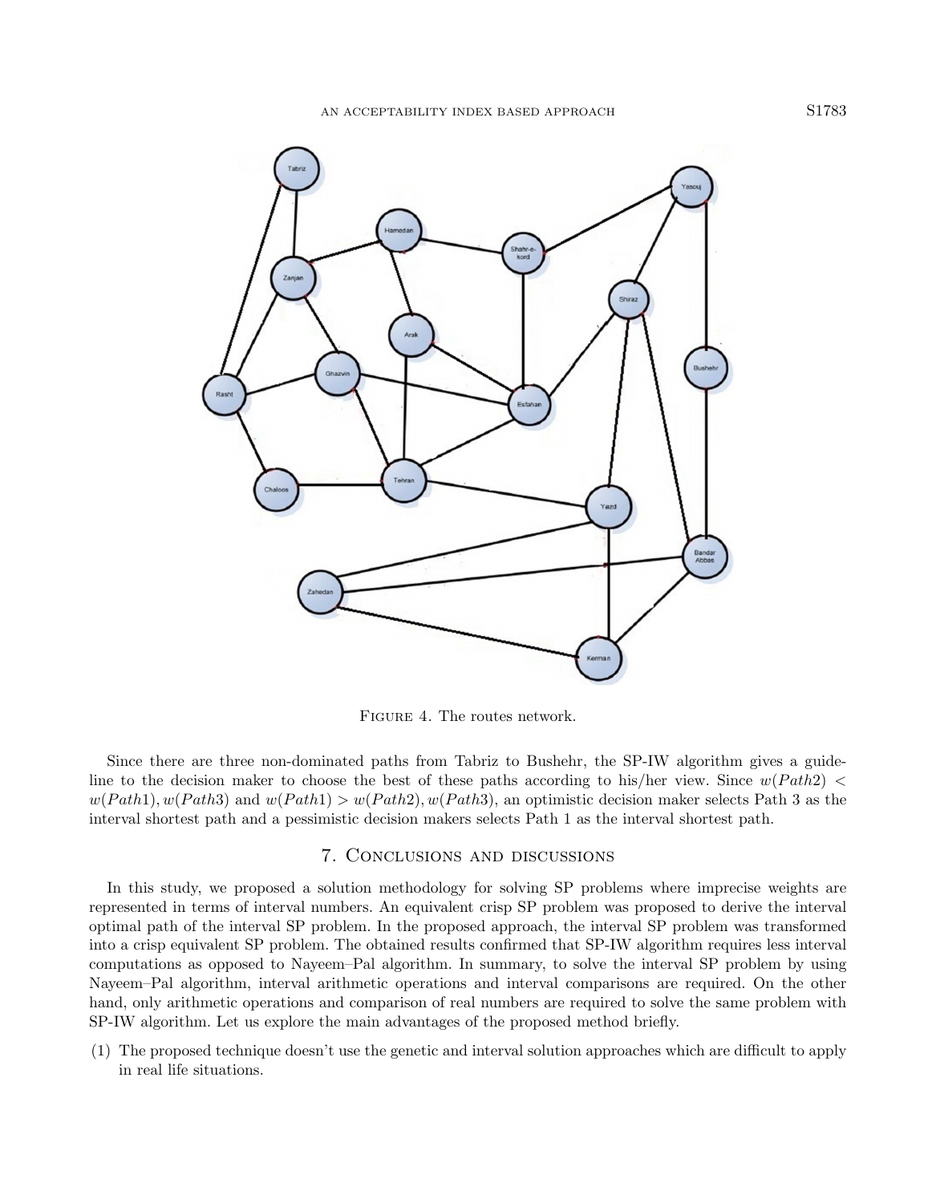FIGURE 4. The routes network.

Since there are three non-dominated paths from Tabriz to Bushehr, the SP-IW algorithm gives a guideline to the decision maker to choose the best of these paths according to his/her view. Since $w(Path2) < w(Path1), w(Path3)$ and $w(Path1) > w(Path2), w(Path3)$, an optimistic decision maker selects Path 3 as the interval shortest path and a pessimistic decision makers selects Path 1 as the interval shortest path.

## 7. Conclusions and discussions

In this study, we proposed a solution methodology for solving SP problems where imprecise weights are represented in terms of interval numbers. An equivalent crisp SP problem was proposed to derive the interval optimal path of the interval SP problem. In the proposed approach, the interval SP problem was transformed into a crisp equivalent SP problem. The obtained results confirmed that SP-IW algorithm requires less interval computations as opposed to Nayeem–Pal algorithm. In summary, to solve the interval SP problem by using Nayeem–Pal algorithm, interval arithmetic operations and interval comparisons are required. On the other hand, only arithmetic operations and comparison of real numbers are required to solve the same problem with SP-IW algorithm. Let us explore the main advantages of the proposed method briefly.

(1) The proposed technique doesn't use the genetic and interval solution approaches which are difficult to apply in real life situations.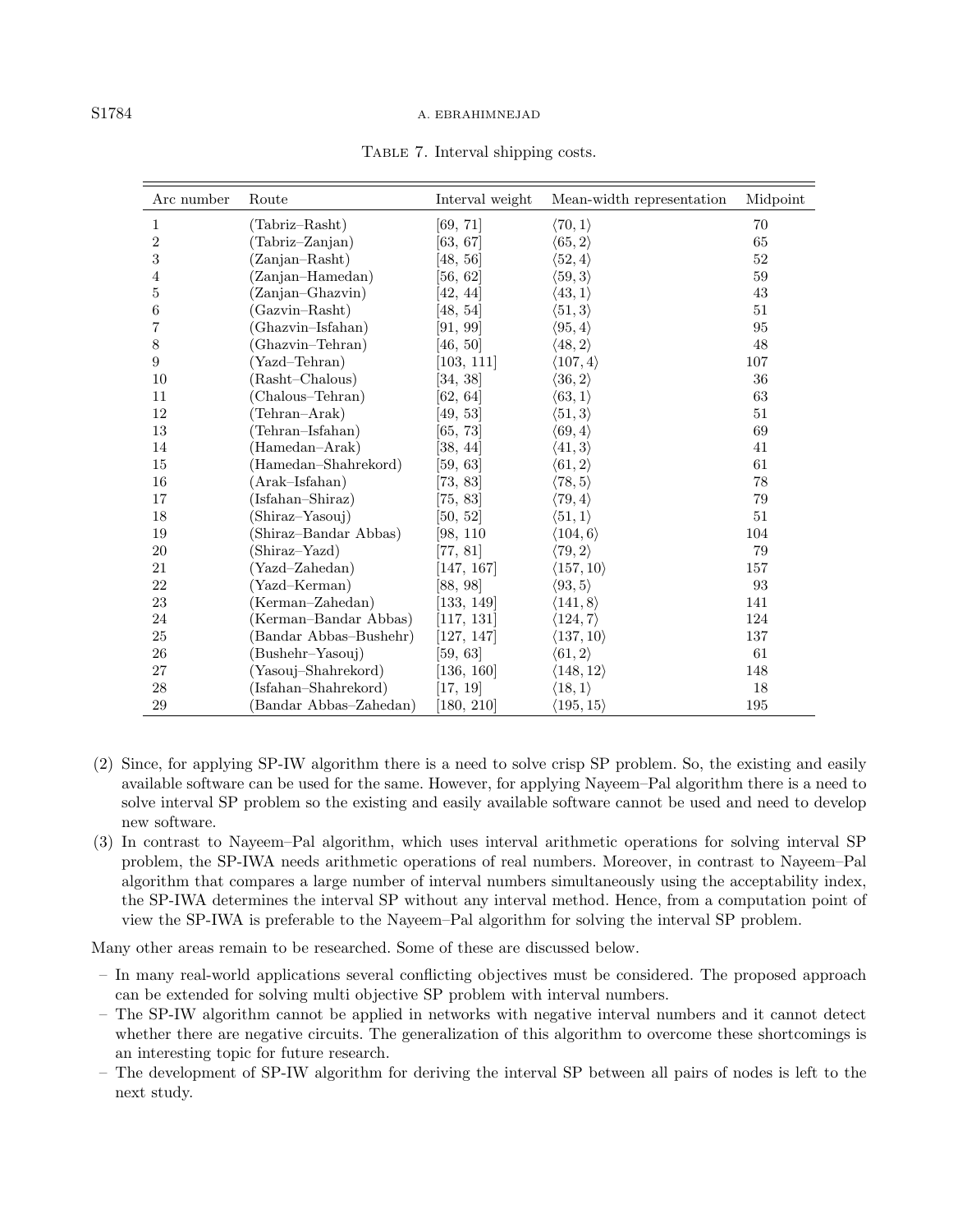TABLE 7. Interval shipping costs.

| Arc number | Route | Interval weight | Mean-width representation | Midpoint |
|---|---|---|---|---|
| 1 | (Tabriz–Rasht) | [69, 71] | $\langle 70, 1\rangle$ | 70 |
| 2 | (Tabriz–Zanjan) | [63, 67] | $\langle 65, 2\rangle$ | 65 |
| 3 | (Zanjan–Rasht) | [48, 56] | $\langle 52, 4\rangle$ | 52 |
| 4 | (Zanjan–Hamedan) | [56, 62] | $\langle 59, 3\rangle$ | 59 |
| 5 | (Zanjan–Ghazvin) | [42, 44] | $\langle 43, 1\rangle$ | 43 |
| 6 | (Gazvin–Rasht) | [48, 54] | $\langle 51, 3\rangle$ | 51 |
| 7 | (Ghazvin–Isfahan) | [91, 99] | $\langle 95, 4\rangle$ | 95 |
| 8 | (Ghazvin–Tehran) | [46, 50] | $\langle 48, 2\rangle$ | 48 |
| 9 | (Yazd–Tehran) | [103, 111] | $\langle 107, 4\rangle$ | 107 |
| 10 | (Rasht–Chalous) | [34, 38] | $\langle 36, 2\rangle$ | 36 |
| 11 | (Chalous–Tehran) | [62, 64] | $\langle 63, 1\rangle$ | 63 |
| 12 | (Tehran–Arak) | [49, 53] | $\langle 51, 3\rangle$ | 51 |
| 13 | (Tehran–Isfahan) | [65, 73] | $\langle 69, 4\rangle$ | 69 |
| 14 | (Hamedan–Arak) | [38, 44] | $\langle 41, 3\rangle$ | 41 |
| 15 | (Hamedan–Shahrekord) | [59, 63] | $\langle 61, 2\rangle$ | 61 |
| 16 | (Arak–Isfahan) | [73, 83] | $\langle 78, 5\rangle$ | 78 |
| 17 | (Isfahan–Shiraz) | [75, 83] | $\langle 79, 4\rangle$ | 79 |
| 18 | (Shiraz–Yasouj) | [50, 52] | $\langle 51, 1\rangle$ | 51 |
| 19 | (Shiraz–Bandar Abbas) | [98, 110 | $\langle 104, 6\rangle$ | 104 |
| 20 | (Shiraz–Yazd) | [77, 81] | $\langle 79, 2\rangle$ | 79 |
| 21 | (Yazd–Zahedan) | [147, 167] | $\langle 157, 10\rangle$ | 157 |
| 22 | (Yazd–Kerman) | [88, 98] | $\langle 93, 5\rangle$ | 93 |
| 23 | (Kerman–Zahedan) | [133, 149] | $\langle 141, 8\rangle$ | 141 |
| 24 | (Kerman–Bandar Abbas) | [117, 131] | $\langle 124, 7\rangle$ | 124 |
| 25 | (Bandar Abbas–Bushehr) | [127, 147] | $\langle 137, 10\rangle$ | 137 |
| 26 | (Bushehr–Yasouj) | [59, 63] | $\langle 61, 2\rangle$ | 61 |
| 27 | (Yasouj–Shahrekord) | [136, 160] | $\langle 148, 12\rangle$ | 148 |
| 28 | (Isfahan–Shahrekord) | [17, 19] | $\langle 18, 1\rangle$ | 18 |
| 29 | (Bandar Abbas–Zahedan) | [180, 210] | $\langle 195, 15\rangle$ | 195 |

(2) Since, for applying SP-IW algorithm there is a need to solve crisp SP problem. So, the existing and easily available software can be used for the same. However, for applying Nayeem–Pal algorithm there is a need to solve interval SP problem so the existing and easily available software cannot be used and need to develop new software.

(3) In contrast to Nayeem–Pal algorithm, which uses interval arithmetic operations for solving interval SP problem, the SP-IWA needs arithmetic operations of real numbers. Moreover, in contrast to Nayeem–Pal algorithm that compares a large number of interval numbers simultaneously using the acceptability index, the SP-IWA determines the interval SP without any interval method. Hence, from a computation point of view the SP-IWA is preferable to the Nayeem–Pal algorithm for solving the interval SP problem.

Many other areas remain to be researched. Some of these are discussed below.

- In many real-world applications several conflicting objectives must be considered. The proposed approach can be extended for solving multi objective SP problem with interval numbers.
- The SP-IW algorithm cannot be applied in networks with negative interval numbers and it cannot detect whether there are negative circuits. The generalization of this algorithm to overcome these shortcomings is an interesting topic for future research.
- The development of SP-IW algorithm for deriving the interval SP between all pairs of nodes is left to the next study.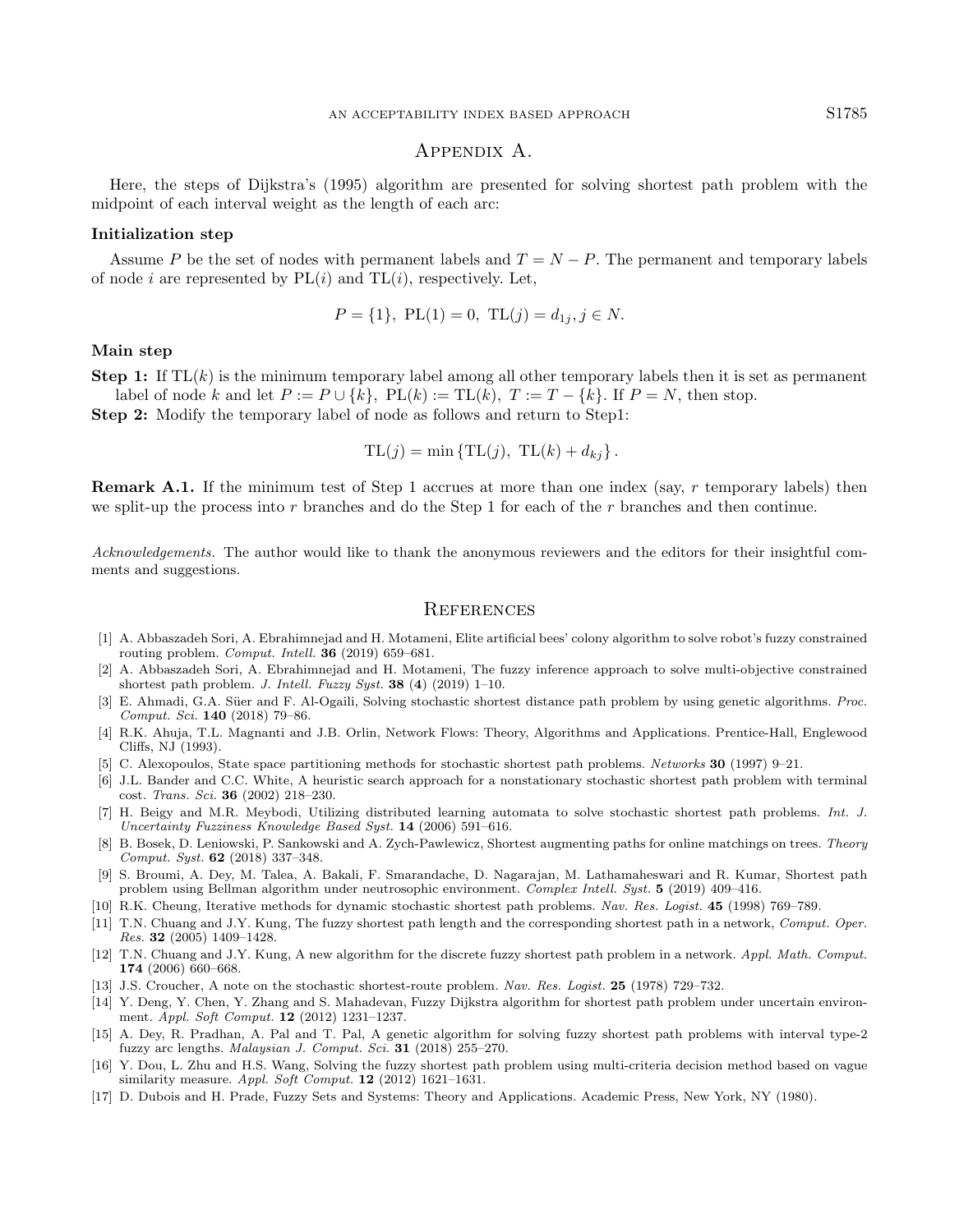## Appendix A.

Here, the steps of Dijkstra's (1995) algorithm are presented for solving shortest path problem with the midpoint of each interval weight as the length of each arc:

### Initialization step

Assume $P$ be the set of nodes with permanent labels and $T = N - P$. The permanent and temporary labels of node $i$ are represented by $\text{PL}(i)$ and $\text{TL}(i)$, respectively. Let,

$$P = \{1\},\ \text{PL}(1) = 0,\ \text{TL}(j) = d_{1j}, j \in N.$$

### Main step

**Step 1:** If $\text{TL}(k)$ is the minimum temporary label among all other temporary labels then it is set as permanent label of node $k$ and let $P := P \cup \{k\},\ \text{PL}(k) := \text{TL}(k),\ T := T - \{k\}$. If $P = N$, then stop.

**Step 2:** Modify the temporary label of node as follows and return to Step1:

$$\text{TL}(j) = \min\{\text{TL}(j),\ \text{TL}(k) + d_{kj}\}.$$

**Remark A.1.** If the minimum test of Step 1 accrues at more than one index (say, $r$ temporary labels) then we split-up the process into $r$ branches and do the Step 1 for each of the $r$ branches and then continue.

*Acknowledgements.* The author would like to thank the anonymous reviewers and the editors for their insightful comments and suggestions.

## References

[1] A. Abbaszadeh Sori, A. Ebrahimnejad and H. Motameni, Elite artificial bees' colony algorithm to solve robot's fuzzy constrained routing problem. *Comput. Intell.* **36** (2019) 659–681.

[2] A. Abbaszadeh Sori, A. Ebrahimnejad and H. Motameni, The fuzzy inference approach to solve multi-objective constrained shortest path problem. *J. Intell. Fuzzy Syst.* **38** (**4**) (2019) 1–10.

[3] E. Ahmadi, G.A. Süer and F. Al-Ogaili, Solving stochastic shortest distance path problem by using genetic algorithms. *Proc. Comput. Sci.* **140** (2018) 79–86.

[4] R.K. Ahuja, T.L. Magnanti and J.B. Orlin, Network Flows: Theory, Algorithms and Applications. Prentice-Hall, Englewood Cliffs, NJ (1993).

[5] C. Alexopoulos, State space partitioning methods for stochastic shortest path problems. *Networks* **30** (1997) 9–21.

[6] J.L. Bander and C.C. White, A heuristic search approach for a nonstationary stochastic shortest path problem with terminal cost. *Trans. Sci.* **36** (2002) 218–230.

[7] H. Beigy and M.R. Meybodi, Utilizing distributed learning automata to solve stochastic shortest path problems. *Int. J. Uncertainty Fuzziness Knowledge Based Syst.* **14** (2006) 591–616.

[8] B. Bosek, D. Leniowski, P. Sankowski and A. Zych-Pawlewicz, Shortest augmenting paths for online matchings on trees. *Theory Comput. Syst.* **62** (2018) 337–348.

[9] S. Broumi, A. Dey, M. Talea, A. Bakali, F. Smarandache, D. Nagarajan, M. Lathamaheswari and R. Kumar, Shortest path problem using Bellman algorithm under neutrosophic environment. *Complex Intell. Syst.* **5** (2019) 409–416.

[10] R.K. Cheung, Iterative methods for dynamic stochastic shortest path problems. *Nav. Res. Logist.* **45** (1998) 769–789.

[11] T.N. Chuang and J.Y. Kung, The fuzzy shortest path length and the corresponding shortest path in a network, *Comput. Oper. Res.* **32** (2005) 1409–1428.

[12] T.N. Chuang and J.Y. Kung, A new algorithm for the discrete fuzzy shortest path problem in a network. *Appl. Math. Comput.* **174** (2006) 660–668.

[13] J.S. Croucher, A note on the stochastic shortest-route problem. *Nav. Res. Logist.* **25** (1978) 729–732.

[14] Y. Deng, Y. Chen, Y. Zhang and S. Mahadevan, Fuzzy Dijkstra algorithm for shortest path problem under uncertain environment. *Appl. Soft Comput.* **12** (2012) 1231–1237.

[15] A. Dey, R. Pradhan, A. Pal and T. Pal, A genetic algorithm for solving fuzzy shortest path problems with interval type-2 fuzzy arc lengths. *Malaysian J. Comput. Sci.* **31** (2018) 255–270.

[16] Y. Dou, L. Zhu and H.S. Wang, Solving the fuzzy shortest path problem using multi-criteria decision method based on vague similarity measure. *Appl. Soft Comput.* **12** (2012) 1621–1631.

[17] D. Dubois and H. Prade, Fuzzy Sets and Systems: Theory and Applications. Academic Press, New York, NY (1980).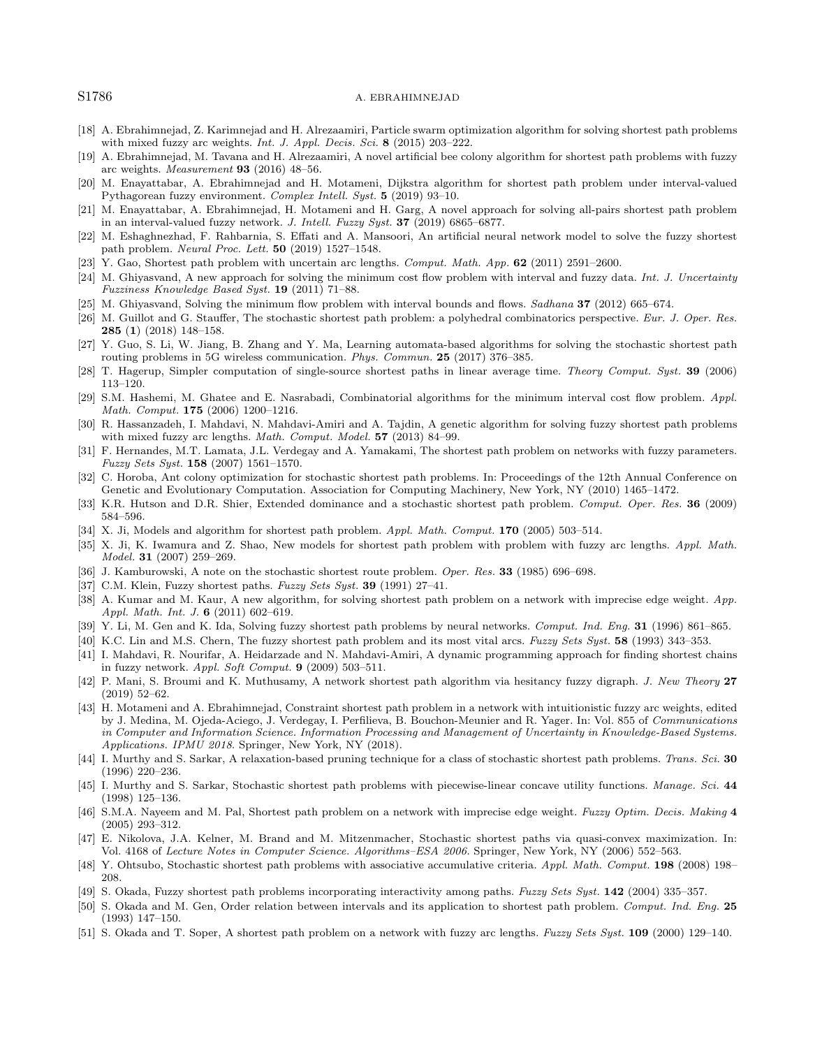[18] A. Ebrahimnejad, Z. Karimnejad and H. Alrezaamiri, Particle swarm optimization algorithm for solving shortest path problems with mixed fuzzy arc weights. *Int. J. Appl. Decis. Sci.* **8** (2015) 203–222.

[19] A. Ebrahimnejad, M. Tavana and H. Alrezaamiri, A novel artificial bee colony algorithm for shortest path problems with fuzzy arc weights. *Measurement* **93** (2016) 48–56.

[20] M. Enayattabar, A. Ebrahimnejad and H. Motameni, Dijkstra algorithm for shortest path problem under interval-valued Pythagorean fuzzy environment. *Complex Intell. Syst.* **5** (2019) 93–10.

[21] M. Enayattabar, A. Ebrahimnejad, H. Motameni and H. Garg, A novel approach for solving all-pairs shortest path problem in an interval-valued fuzzy network. *J. Intell. Fuzzy Syst.* **37** (2019) 6865–6877.

[22] M. Eshaghnezhad, F. Rahbarnia, S. Effati and A. Mansoori, An artificial neural network model to solve the fuzzy shortest path problem. *Neural Proc. Lett.* **50** (2019) 1527–1548.

[23] Y. Gao, Shortest path problem with uncertain arc lengths. *Comput. Math. App.* **62** (2011) 2591–2600.

[24] M. Ghiyasvand, A new approach for solving the minimum cost flow problem with interval and fuzzy data. *Int. J. Uncertainty Fuzziness Knowledge Based Syst.* **19** (2011) 71–88.

[25] M. Ghiyasvand, Solving the minimum flow problem with interval bounds and flows. *Sadhana* **37** (2012) 665–674.

[26] M. Guillot and G. Stauffer, The stochastic shortest path problem: a polyhedral combinatorics perspective. *Eur. J. Oper. Res.* **285** (**1**) (2018) 148–158.

[27] Y. Guo, S. Li, W. Jiang, B. Zhang and Y. Ma, Learning automata-based algorithms for solving the stochastic shortest path routing problems in 5G wireless communication. *Phys. Commun.* **25** (2017) 376–385.

[28] T. Hagerup, Simpler computation of single-source shortest paths in linear average time. *Theory Comput. Syst.* **39** (2006) 113–120.

[29] S.M. Hashemi, M. Ghatee and E. Nasrabadi, Combinatorial algorithms for the minimum interval cost flow problem. *Appl. Math. Comput.* **175** (2006) 1200–1216.

[30] R. Hassanzadeh, I. Mahdavi, N. Mahdavi-Amiri and A. Tajdin, A genetic algorithm for solving fuzzy shortest path problems with mixed fuzzy arc weights. *Math. Comput. Model.* **57** (2013) 84–99.

[31] F. Hernandes, M.T. Lamata, J.L. Verdegay and A. Yamakami, The shortest path problem on networks with fuzzy parameters. *Fuzzy Sets Syst.* **158** (2007) 1561–1570.

[32] C. Horoba, Ant colony optimization for stochastic shortest path problems. In: Proceedings of the 12th Annual Conference on Genetic and Evolutionary Computation. Association for Computing Machinery, New York, NY (2010) 1465–1472.

[33] K.R. Hutson and D.R. Shier, Extended dominance and a stochastic shortest path problem. *Comput. Oper. Res.* **36** (2009) 584–596.

[34] X. Ji, Models and algorithm for shortest path problem. *Appl. Math. Comput.* **170** (2005) 503–514.

[35] X. Ji, K. Iwamura and Z. Shao, New models for shortest path problem with problem with fuzzy arc lengths. *Appl. Math. Model.* **31** (2007) 259–269.

[36] J. Kamburowski, A note on the stochastic shortest route problem. *Oper. Res.* **33** (1985) 696–698.

[37] C.M. Klein, Fuzzy shortest paths. *Fuzzy Sets Syst.* **39** (1991) 27–41.

[38] A. Kumar and M. Kaur, A new algorithm, for solving shortest path problem on a network with imprecise edge weight. *App. Appl. Math. Int. J.* **6** (2011) 602–619.

[39] Y. Li, M. Gen and K. Ida, Solving fuzzy shortest path problems by neural networks. *Comput. Ind. Eng.* **31** (1996) 861–865.

[40] K.C. Lin and M.S. Chern, The fuzzy shortest path problem and its most vital arcs. *Fuzzy Sets Syst.* **58** (1993) 343–353.

[41] I. Mahdavi, R. Nourifar, A. Heidarzade and N. Mahdavi-Amiri, A dynamic programming approach for finding shortest chains in fuzzy network. *Appl. Soft Comput.* **9** (2009) 503–511.

[42] P. Mani, S. Broumi and K. Muthusamy, A network shortest path algorithm via hesitancy fuzzy digraph. *J. New Theory* **27** (2019) 52–62.

[43] H. Motameni and A. Ebrahimnejad, Constraint shortest path problem in a network with intuitionistic fuzzy arc weights, edited by J. Medina, M. Ojeda-Aciego, J. Verdegay, I. Perfilieva, B. Bouchon-Meunier and R. Yager. In: Vol. 855 of *Communications in Computer and Information Science. Information Processing and Management of Uncertainty in Knowledge-Based Systems. Applications. IPMU 2018*. Springer, New York, NY (2018).

[44] I. Murthy and S. Sarkar, A relaxation-based pruning technique for a class of stochastic shortest path problems. *Trans. Sci.* **30** (1996) 220–236.

[45] I. Murthy and S. Sarkar, Stochastic shortest path problems with piecewise-linear concave utility functions. *Manage. Sci.* **44** (1998) 125–136.

[46] S.M.A. Nayeem and M. Pal, Shortest path problem on a network with imprecise edge weight. *Fuzzy Optim. Decis. Making* **4** (2005) 293–312.

[47] E. Nikolova, J.A. Kelner, M. Brand and M. Mitzenmacher, Stochastic shortest paths via quasi-convex maximization. In: Vol. 4168 of *Lecture Notes in Computer Science. Algorithms–ESA 2006*. Springer, New York, NY (2006) 552–563.

[48] Y. Ohtsubo, Stochastic shortest path problems with associative accumulative criteria. *Appl. Math. Comput.* **198** (2008) 198–208.

[49] S. Okada, Fuzzy shortest path problems incorporating interactivity among paths. *Fuzzy Sets Syst.* **142** (2004) 335–357.

[50] S. Okada and M. Gen, Order relation between intervals and its application to shortest path problem. *Comput. Ind. Eng.* **25** (1993) 147–150.

[51] S. Okada and T. Soper, A shortest path problem on a network with fuzzy arc lengths. *Fuzzy Sets Syst.* **109** (2000) 129–140.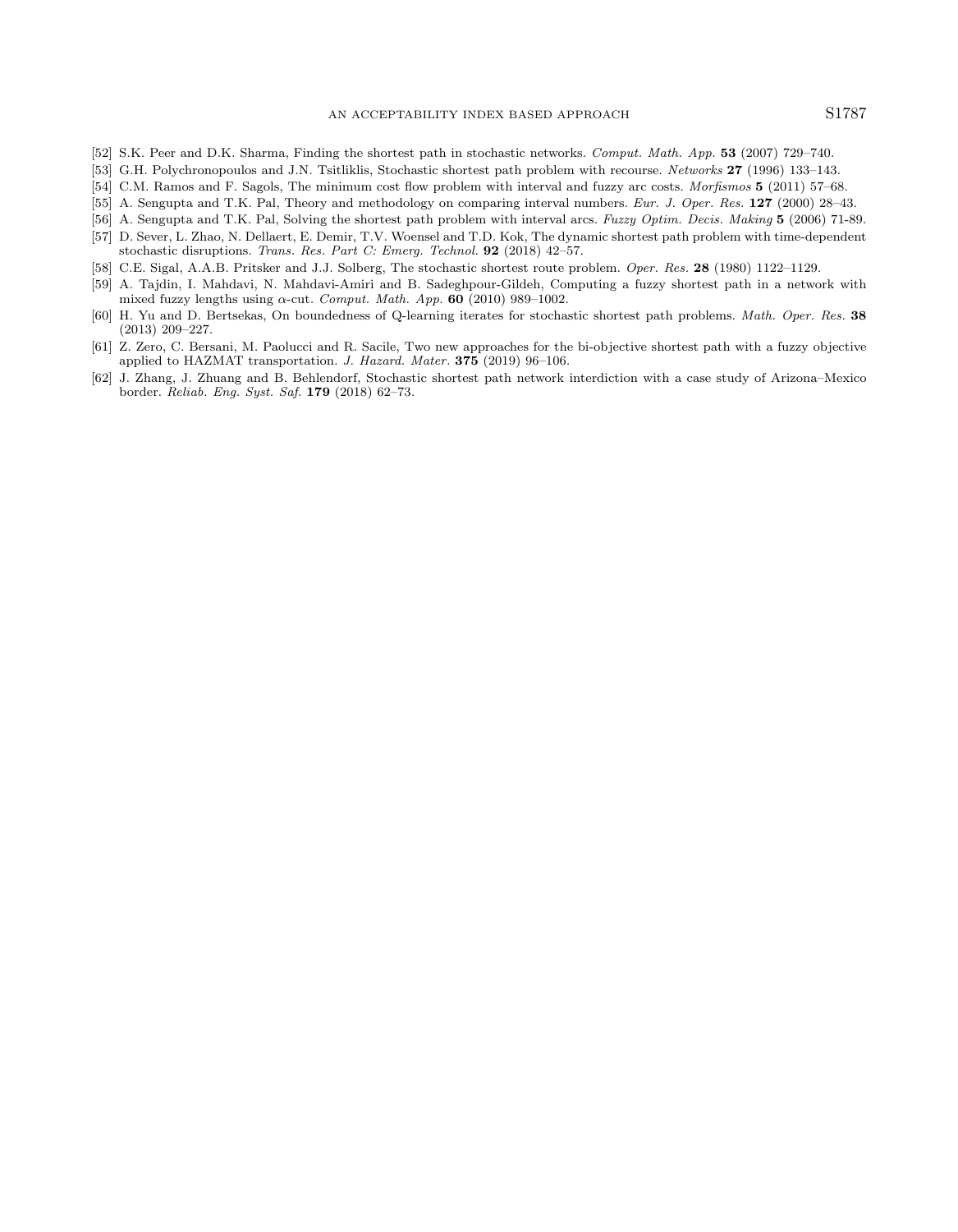[52] S.K. Peer and D.K. Sharma, Finding the shortest path in stochastic networks. *Comput. Math. App.* **53** (2007) 729–740.

[53] G.H. Polychronopoulos and J.N. Tsitliklis, Stochastic shortest path problem with recourse. *Networks* **27** (1996) 133–143.

[54] C.M. Ramos and F. Sagols, The minimum cost flow problem with interval and fuzzy arc costs. *Morfismos* **5** (2011) 57–68.

[55] A. Sengupta and T.K. Pal, Theory and methodology on comparing interval numbers. *Eur. J. Oper. Res.* **127** (2000) 28–43.

[56] A. Sengupta and T.K. Pal, Solving the shortest path problem with interval arcs. *Fuzzy Optim. Decis. Making* **5** (2006) 71-89.

[57] D. Sever, L. Zhao, N. Dellaert, E. Demir, T.V. Woensel and T.D. Kok, The dynamic shortest path problem with time-dependent stochastic disruptions. *Trans. Res. Part C: Emerg. Technol.* **92** (2018) 42–57.

[58] C.E. Sigal, A.A.B. Pritsker and J.J. Solberg, The stochastic shortest route problem. *Oper. Res.* **28** (1980) 1122–1129.

[59] A. Tajdin, I. Mahdavi, N. Mahdavi-Amiri and B. Sadeghpour-Gildeh, Computing a fuzzy shortest path in a network with mixed fuzzy lengths using $\alpha$-cut. *Comput. Math. App.* **60** (2010) 989–1002.

[60] H. Yu and D. Bertsekas, On boundedness of Q-learning iterates for stochastic shortest path problems. *Math. Oper. Res.* **38** (2013) 209–227.

[61] Z. Zero, C. Bersani, M. Paolucci and R. Sacile, Two new approaches for the bi-objective shortest path with a fuzzy objective applied to HAZMAT transportation. *J. Hazard. Mater.* **375** (2019) 96–106.

[62] J. Zhang, J. Zhuang and B. Behlendorf, Stochastic shortest path network interdiction with a case study of Arizona–Mexico border. *Reliab. Eng. Syst. Saf.* **179** (2018) 62–73.